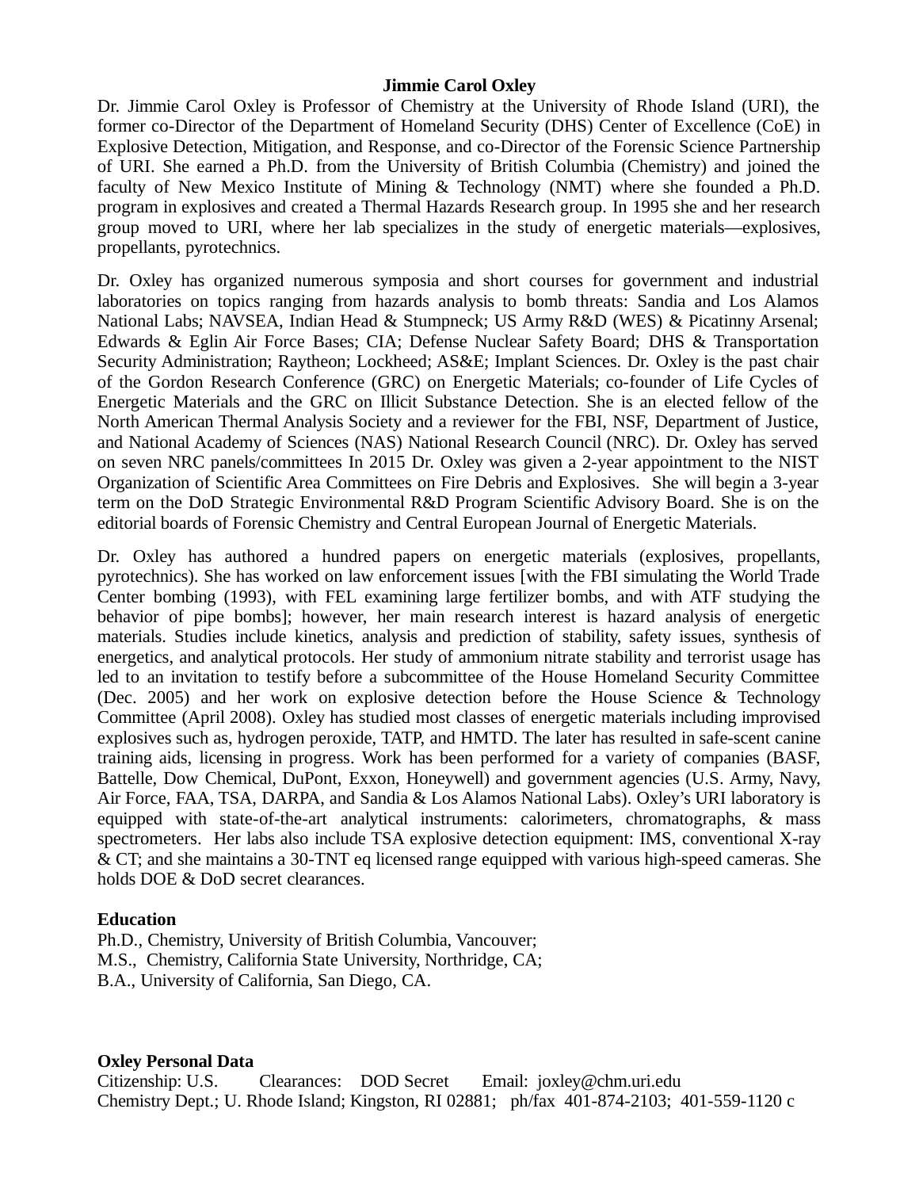# Jimmie Carol Oxley

Dr. Jimmie Carol Oxley is Professor of Chemistry at the University of Rhode Island (URI), the former co-Director of the Department of Homeland Security (DHS) Center of Excellence (CoE) in Explosive Detection, Mitigation, and Response, and co-Director of the Forensic Science Partnership of URI. She earned a Ph.D. from the University of British Columbia (Chemistry) and joined the faculty of New Mexico Institute of Mining & Technology (NMT) where she founded a Ph.D. program in explosives and created a Thermal Hazards Research group. In 1995 she and her research group moved to URI, where her lab specializes in the study of energetic materials—explosives, propellants, pyrotechnics.

Dr. Oxley has organized numerous symposia and short courses for government and industrial laboratories on topics ranging from hazards analysis to bomb threats: Sandia and Los Alamos National Labs; NAVSEA, Indian Head & Stumpneck; US Army R&D (WES) & Picatinny Arsenal; Edwards & Eglin Air Force Bases; CIA; Defense Nuclear Safety Board; DHS & Transportation Security Administration; Raytheon; Lockheed; AS&E; Implant Sciences. Dr. Oxley is the past chair of the Gordon Research Conference (GRC) on Energetic Materials; co-founder of Life Cycles of Energetic Materials and the GRC on Illicit Substance Detection. She is an elected fellow of the North American Thermal Analysis Society and a reviewer for the FBI, NSF, Department of Justice, and National Academy of Sciences (NAS) National Research Council (NRC). Dr. Oxley has served on seven NRC panels/committees In 2015 Dr. Oxley was given a 2-year appointment to the NIST Organization of Scientific Area Committees on Fire Debris and Explosives. She will begin a 3-year term on the DoD Strategic Environmental R&D Program Scientific Advisory Board. She is on the editorial boards of Forensic Chemistry and Central European Journal of Energetic Materials.

Dr. Oxley has authored a hundred papers on energetic materials (explosives, propellants, pyrotechnics). She has worked on law enforcement issues [with the FBI simulating the World Trade Center bombing (1993), with FEL examining large fertilizer bombs, and with ATF studying the behavior of pipe bombs]; however, her main research interest is hazard analysis of energetic materials. Studies include kinetics, analysis and prediction of stability, safety issues, synthesis of energetics, and analytical protocols. Her study of ammonium nitrate stability and terrorist usage has led to an invitation to testify before a subcommittee of the House Homeland Security Committee (Dec. 2005) and her work on explosive detection before the House Science & Technology Committee (April 2008). Oxley has studied most classes of energetic materials including improvised explosives such as, hydrogen peroxide, TATP, and HMTD. The later has resulted in safe-scent canine training aids, licensing in progress. Work has been performed for a variety of companies (BASF, Battelle, Dow Chemical, DuPont, Exxon, Honeywell) and government agencies (U.S. Army, Navy, Air Force, FAA, TSA, DARPA, and Sandia & Los Alamos National Labs). Oxley's URI laboratory is equipped with state-of-the-art analytical instruments: calorimeters, chromatographs, & mass spectrometers. Her labs also include TSA explosive detection equipment: IMS, conventional X-ray & CT; and she maintains a 30-TNT eq licensed range equipped with various high-speed cameras. She holds DOE & DoD secret clearances.

**Education**

Ph.D., Chemistry, University of British Columbia, Vancouver;
M.S., Chemistry, California State University, Northridge, CA;
B.A., University of California, San Diego, CA.

**Oxley Personal Data**

Citizenship: U.S. Clearances: DOD Secret Email: joxley@chm.uri.edu
Chemistry Dept.; U. Rhode Island; Kingston, RI 02881; ph/fax 401-874-2103; 401-559-1120 c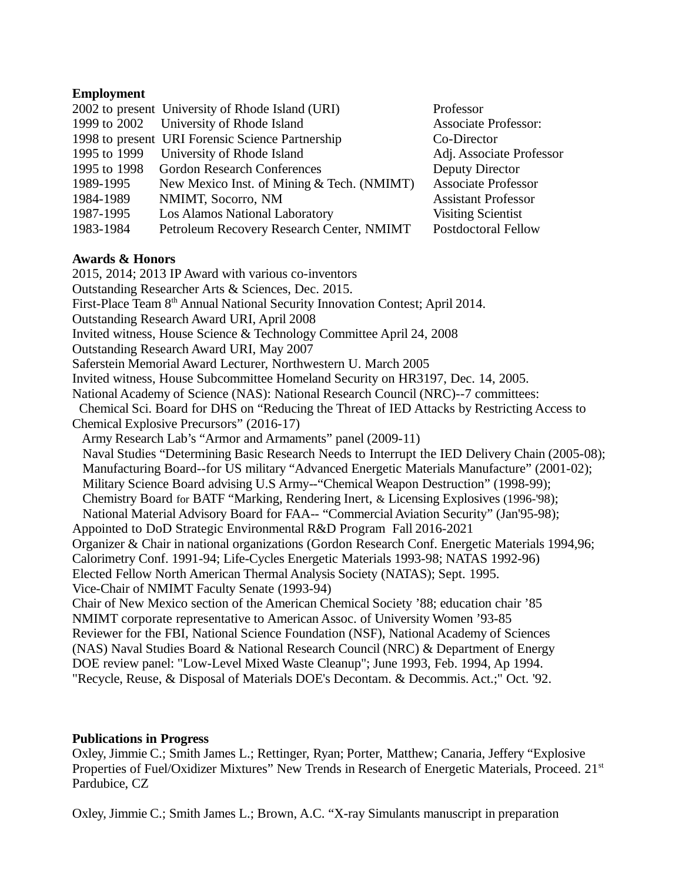**Employment**

| | | |
|---|---|---|
| 2002 to present | University of Rhode Island (URI) | Professor |
| 1999 to 2002 | University of Rhode Island | Associate Professor: |
| 1998 to present | URI Forensic Science Partnership | Co-Director |
| 1995 to 1999 | University of Rhode Island | Adj. Associate Professor |
| 1995 to 1998 | Gordon Research Conferences | Deputy Director |
| 1989-1995 | New Mexico Inst. of Mining & Tech. (NMIMT) | Associate Professor |
| 1984-1989 | NMIMT, Socorro, NM | Assistant Professor |
| 1987-1995 | Los Alamos National Laboratory | Visiting Scientist |
| 1983-1984 | Petroleum Recovery Research Center, NMIMT | Postdoctoral Fellow |

**Awards & Honors**

2015, 2014; 2013 IP Award with various co-inventors
Outstanding Researcher Arts & Sciences, Dec. 2015.
First-Place Team 8th Annual National Security Innovation Contest; April 2014.
Outstanding Research Award URI, April 2008
Invited witness, House Science & Technology Committee April 24, 2008
Outstanding Research Award URI, May 2007
Saferstein Memorial Award Lecturer, Northwestern U. March 2005
Invited witness, House Subcommittee Homeland Security on HR3197, Dec. 14, 2005.
National Academy of Science (NAS): National Research Council (NRC)--7 committees:
  Chemical Sci. Board for DHS on "Reducing the Threat of IED Attacks by Restricting Access to Chemical Explosive Precursors" (2016-17)
  Army Research Lab's "Armor and Armaments" panel (2009-11)
  Naval Studies "Determining Basic Research Needs to Interrupt the IED Delivery Chain (2005-08);
  Manufacturing Board--for US military "Advanced Energetic Materials Manufacture" (2001-02);
  Military Science Board advising U.S Army--"Chemical Weapon Destruction" (1998-99);
  Chemistry Board for BATF "Marking, Rendering Inert, & Licensing Explosives (1996-'98);
  National Material Advisory Board for FAA-- "Commercial Aviation Security" (Jan'95-98);
Appointed to DoD Strategic Environmental R&D Program Fall 2016-2021
Organizer & Chair in national organizations (Gordon Research Conf. Energetic Materials 1994,96; Calorimetry Conf. 1991-94; Life-Cycles Energetic Materials 1993-98; NATAS 1992-96)
Elected Fellow North American Thermal Analysis Society (NATAS); Sept. 1995.
Vice-Chair of NMIMT Faculty Senate (1993-94)
Chair of New Mexico section of the American Chemical Society '88; education chair '85
NMIMT corporate representative to American Assoc. of University Women '93-85
Reviewer for the FBI, National Science Foundation (NSF), National Academy of Sciences (NAS) Naval Studies Board & National Research Council (NRC) & Department of Energy
DOE review panel: "Low-Level Mixed Waste Cleanup"; June 1993, Feb. 1994, Ap 1994.
"Recycle, Reuse, & Disposal of Materials DOE's Decontam. & Decommis. Act.;" Oct. '92.

**Publications in Progress**

Oxley, Jimmie C.; Smith James L.; Rettinger, Ryan; Porter, Matthew; Canaria, Jeffery "Explosive Properties of Fuel/Oxidizer Mixtures" New Trends in Research of Energetic Materials, Proceed. 21st Pardubice, CZ

Oxley, Jimmie C.; Smith James L.; Brown, A.C. "X-ray Simulants manuscript in preparation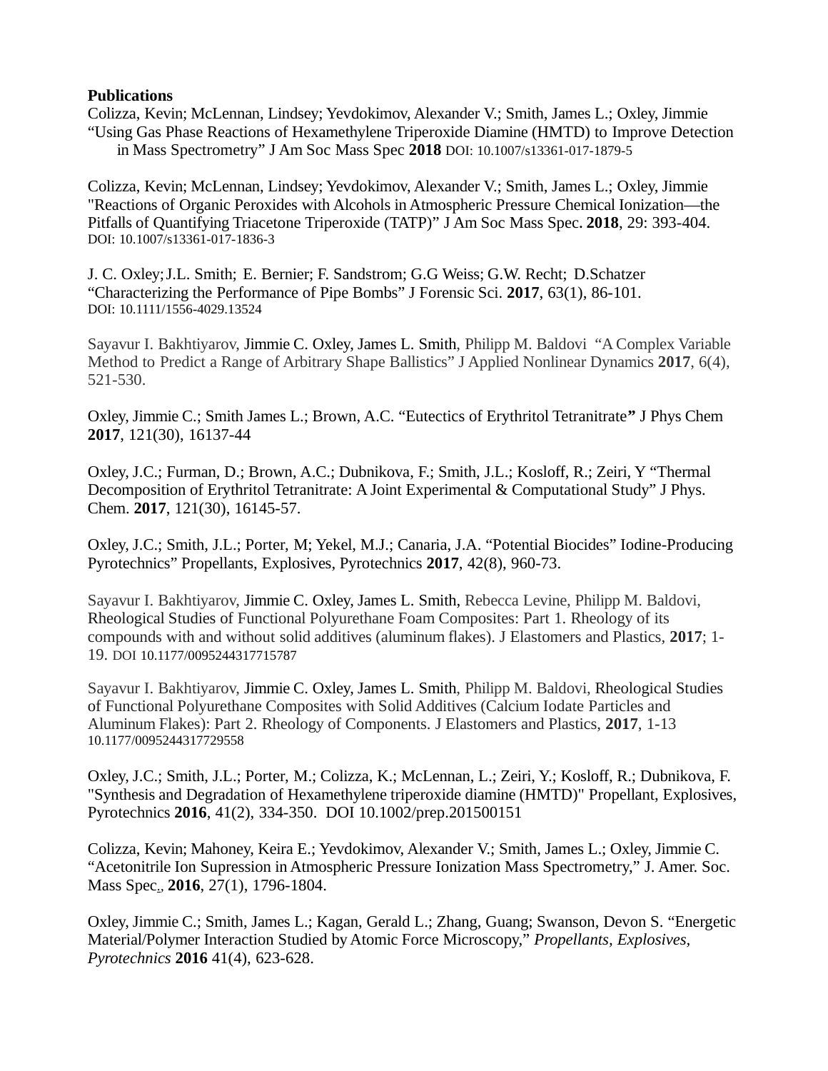**Publications**

Colizza, Kevin; McLennan, Lindsey; Yevdokimov, Alexander V.; Smith, James L.; Oxley, Jimmie "Using Gas Phase Reactions of Hexamethylene Triperoxide Diamine (HMTD) to Improve Detection in Mass Spectrometry" J Am Soc Mass Spec **2018** DOI: 10.1007/s13361-017-1879-5

Colizza, Kevin; McLennan, Lindsey; Yevdokimov, Alexander V.; Smith, James L.; Oxley, Jimmie "Reactions of Organic Peroxides with Alcohols in Atmospheric Pressure Chemical Ionization—the Pitfalls of Quantifying Triacetone Triperoxide (TATP)" J Am Soc Mass Spec. **2018**, 29: 393-404. DOI: 10.1007/s13361-017-1836-3

J. C. Oxley; J.L. Smith; E. Bernier; F. Sandstrom; G.G Weiss; G.W. Recht; D.Schatzer "Characterizing the Performance of Pipe Bombs" J Forensic Sci. **2017**, 63(1), 86-101. DOI: 10.1111/1556-4029.13524

Sayavur I. Bakhtiyarov, Jimmie C. Oxley, James L. Smith, Philipp M. Baldovi "A Complex Variable Method to Predict a Range of Arbitrary Shape Ballistics" J Applied Nonlinear Dynamics **2017**, 6(4), 521-530.

Oxley, Jimmie C.; Smith James L.; Brown, A.C. "Eutectics of Erythritol Tetranitrate**"** J Phys Chem **2017**, 121(30), 16137-44

Oxley, J.C.; Furman, D.; Brown, A.C.; Dubnikova, F.; Smith, J.L.; Kosloff, R.; Zeiri, Y "Thermal Decomposition of Erythritol Tetranitrate: A Joint Experimental & Computational Study" J Phys. Chem. **2017**, 121(30), 16145-57.

Oxley, J.C.; Smith, J.L.; Porter, M; Yekel, M.J.; Canaria, J.A. "Potential Biocides" Iodine-Producing Pyrotechnics" Propellants, Explosives, Pyrotechnics **2017**, 42(8), 960-73.

Sayavur I. Bakhtiyarov, Jimmie C. Oxley, James L. Smith, Rebecca Levine, Philipp M. Baldovi, Rheological Studies of Functional Polyurethane Foam Composites: Part 1. Rheology of its compounds with and without solid additives (aluminum flakes). J Elastomers and Plastics, **2017**; 1-19. DOI 10.1177/0095244317715787

Sayavur I. Bakhtiyarov, Jimmie C. Oxley, James L. Smith, Philipp M. Baldovi, Rheological Studies of Functional Polyurethane Composites with Solid Additives (Calcium Iodate Particles and Aluminum Flakes): Part 2. Rheology of Components. J Elastomers and Plastics, **2017**, 1-13 10.1177/0095244317729558

Oxley, J.C.; Smith, J.L.; Porter, M.; Colizza, K.; McLennan, L.; Zeiri, Y.; Kosloff, R.; Dubnikova, F. "Synthesis and Degradation of Hexamethylene triperoxide diamine (HMTD)" Propellant, Explosives, Pyrotechnics **2016**, 41(2), 334-350. DOI 10.1002/prep.201500151

Colizza, Kevin; Mahoney, Keira E.; Yevdokimov, Alexander V.; Smith, James L.; Oxley, Jimmie C. "Acetonitrile Ion Supression in Atmospheric Pressure Ionization Mass Spectrometry," J. Amer. Soc. Mass Spec., **2016**, 27(1), 1796-1804.

Oxley, Jimmie C.; Smith, James L.; Kagan, Gerald L.; Zhang, Guang; Swanson, Devon S. "Energetic Material/Polymer Interaction Studied by Atomic Force Microscopy," *Propellants, Explosives, Pyrotechnics* **2016** 41(4), 623-628.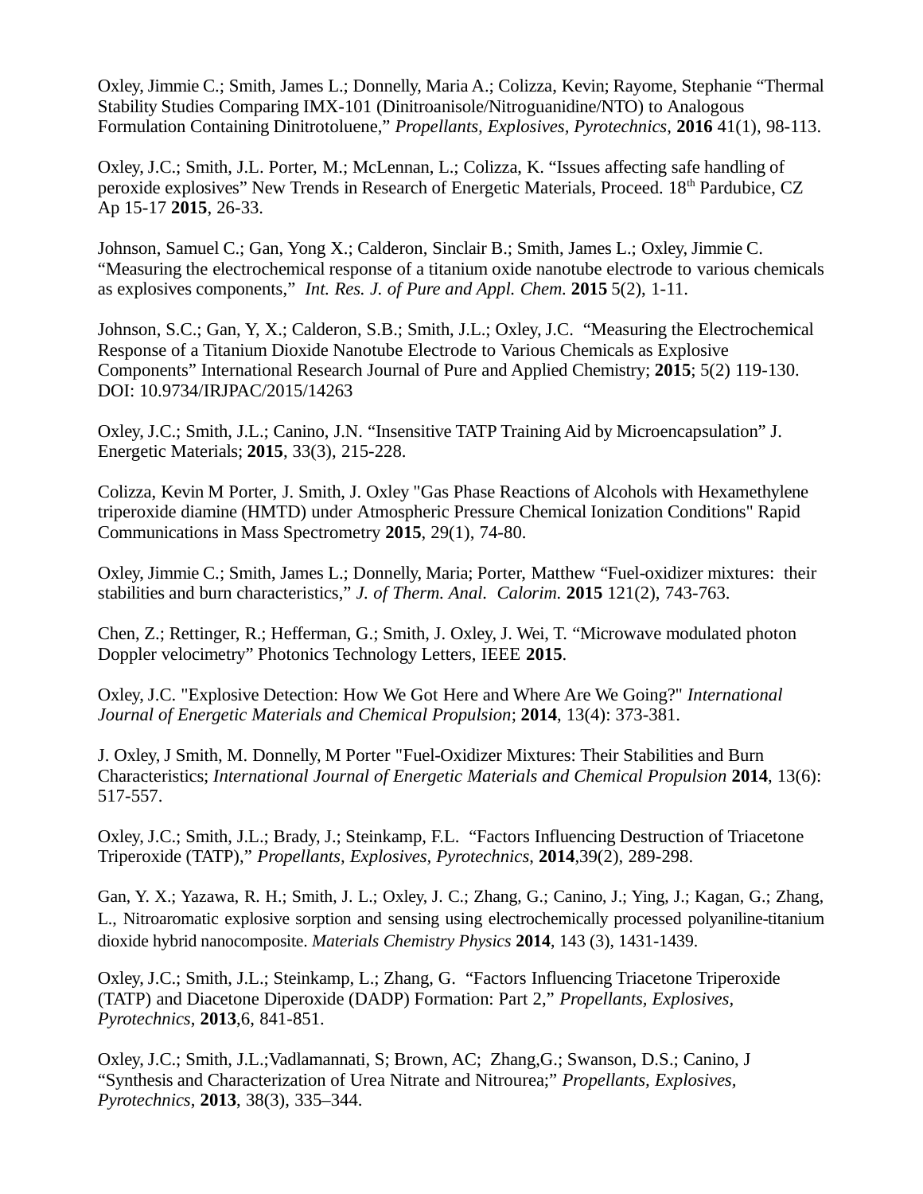Oxley, Jimmie C.; Smith, James L.; Donnelly, Maria A.; Colizza, Kevin; Rayome, Stephanie "Thermal Stability Studies Comparing IMX-101 (Dinitroanisole/Nitroguanidine/NTO) to Analogous Formulation Containing Dinitrotoluene," *Propellants, Explosives, Pyrotechnics*, **2016** 41(1), 98-113.

Oxley, J.C.; Smith, J.L. Porter, M.; McLennan, L.; Colizza, K. "Issues affecting safe handling of peroxide explosives" New Trends in Research of Energetic Materials, Proceed. 18th Pardubice, CZ Ap 15-17 **2015**, 26-33.

Johnson, Samuel C.; Gan, Yong X.; Calderon, Sinclair B.; Smith, James L.; Oxley, Jimmie C. "Measuring the electrochemical response of a titanium oxide nanotube electrode to various chemicals as explosives components," *Int. Res. J. of Pure and Appl. Chem.* **2015** 5(2), 1-11.

Johnson, S.C.; Gan, Y, X.; Calderon, S.B.; Smith, J.L.; Oxley, J.C. "Measuring the Electrochemical Response of a Titanium Dioxide Nanotube Electrode to Various Chemicals as Explosive Components" International Research Journal of Pure and Applied Chemistry; **2015**; 5(2) 119-130. DOI: 10.9734/IRJPAC/2015/14263

Oxley, J.C.; Smith, J.L.; Canino, J.N. "Insensitive TATP Training Aid by Microencapsulation" J. Energetic Materials; **2015**, 33(3), 215-228.

Colizza, Kevin M Porter, J. Smith, J. Oxley "Gas Phase Reactions of Alcohols with Hexamethylene triperoxide diamine (HMTD) under Atmospheric Pressure Chemical Ionization Conditions" Rapid Communications in Mass Spectrometry **2015**, 29(1), 74-80.

Oxley, Jimmie C.; Smith, James L.; Donnelly, Maria; Porter, Matthew "Fuel-oxidizer mixtures: their stabilities and burn characteristics," *J. of Therm. Anal. Calorim.* **2015** 121(2), 743-763.

Chen, Z.; Rettinger, R.; Hefferman, G.; Smith, J. Oxley, J. Wei, T. "Microwave modulated photon Doppler velocimetry" Photonics Technology Letters, IEEE **2015**.

Oxley, J.C. "Explosive Detection: How We Got Here and Where Are We Going?" *International Journal of Energetic Materials and Chemical Propulsion*; **2014**, 13(4): 373-381.

J. Oxley, J Smith, M. Donnelly, M Porter "Fuel-Oxidizer Mixtures: Their Stabilities and Burn Characteristics; *International Journal of Energetic Materials and Chemical Propulsion* **2014**, 13(6): 517-557.

Oxley, J.C.; Smith, J.L.; Brady, J.; Steinkamp, F.L. "Factors Influencing Destruction of Triacetone Triperoxide (TATP)," *Propellants, Explosives, Pyrotechnics*, **2014**,39(2), 289-298.

Gan, Y. X.; Yazawa, R. H.; Smith, J. L.; Oxley, J. C.; Zhang, G.; Canino, J.; Ying, J.; Kagan, G.; Zhang, L., Nitroaromatic explosive sorption and sensing using electrochemically processed polyaniline-titanium dioxide hybrid nanocomposite. *Materials Chemistry Physics* **2014**, 143 (3), 1431-1439.

Oxley, J.C.; Smith, J.L.; Steinkamp, L.; Zhang, G. "Factors Influencing Triacetone Triperoxide (TATP) and Diacetone Diperoxide (DADP) Formation: Part 2," *Propellants, Explosives, Pyrotechnics*, **2013**,6, 841-851.

Oxley, J.C.; Smith, J.L.;Vadlamannati, S; Brown, AC; Zhang,G.; Swanson, D.S.; Canino, J "Synthesis and Characterization of Urea Nitrate and Nitrourea;" *Propellants, Explosives, Pyrotechnics*, **2013**, 38(3), 335–344.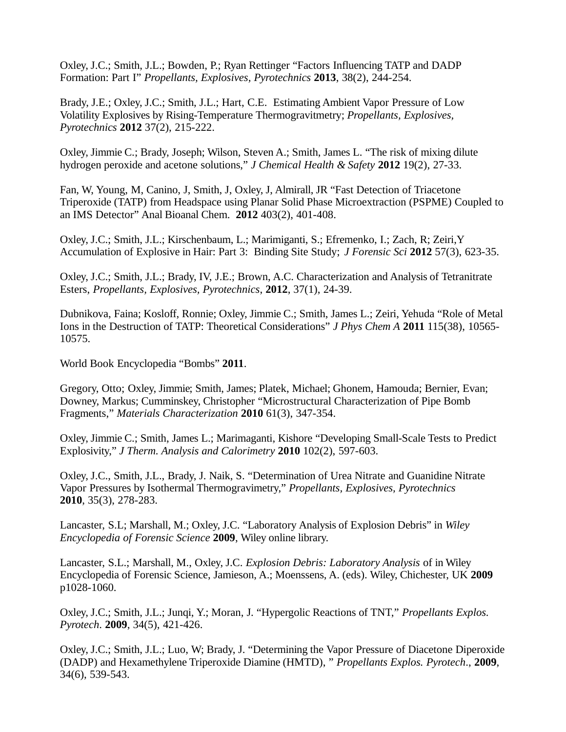Oxley, J.C.; Smith, J.L.; Bowden, P.; Ryan Rettinger "Factors Influencing TATP and DADP Formation: Part I" *Propellants, Explosives, Pyrotechnics* **2013**, 38(2), 244-254.

Brady, J.E.; Oxley, J.C.; Smith, J.L.; Hart, C.E. Estimating Ambient Vapor Pressure of Low Volatility Explosives by Rising-Temperature Thermogravitmetry; *Propellants, Explosives, Pyrotechnics* **2012** 37(2), 215-222.

Oxley, Jimmie C.; Brady, Joseph; Wilson, Steven A.; Smith, James L. "The risk of mixing dilute hydrogen peroxide and acetone solutions," *J Chemical Health & Safety* **2012** 19(2), 27-33.

Fan, W, Young, M, Canino, J, Smith, J, Oxley, J, Almirall, JR "Fast Detection of Triacetone Triperoxide (TATP) from Headspace using Planar Solid Phase Microextraction (PSPME) Coupled to an IMS Detector" Anal Bioanal Chem. **2012** 403(2), 401-408.

Oxley, J.C.; Smith, J.L.; Kirschenbaum, L.; Marimiganti, S.; Efremenko, I.; Zach, R; Zeiri,Y Accumulation of Explosive in Hair: Part 3: Binding Site Study; *J Forensic Sci* **2012** 57(3), 623-35.

Oxley, J.C.; Smith, J.L.; Brady, IV, J.E.; Brown, A.C. Characterization and Analysis of Tetranitrate Esters, *Propellants, Explosives, Pyrotechnics*, **2012**, 37(1), 24-39.

Dubnikova, Faina; Kosloff, Ronnie; Oxley, Jimmie C.; Smith, James L.; Zeiri, Yehuda "Role of Metal Ions in the Destruction of TATP: Theoretical Considerations" *J Phys Chem A* **2011** 115(38), 10565-10575.

World Book Encyclopedia "Bombs" **2011**.

Gregory, Otto; Oxley, Jimmie; Smith, James; Platek, Michael; Ghonem, Hamouda; Bernier, Evan; Downey, Markus; Cumminskey, Christopher "Microstructural Characterization of Pipe Bomb Fragments," *Materials Characterization* **2010** 61(3), 347-354.

Oxley, Jimmie C.; Smith, James L.; Marimaganti, Kishore "Developing Small-Scale Tests to Predict Explosivity," *J Therm. Analysis and Calorimetry* **2010** 102(2), 597-603.

Oxley, J.C., Smith, J.L., Brady, J. Naik, S. "Determination of Urea Nitrate and Guanidine Nitrate Vapor Pressures by Isothermal Thermogravimetry," *Propellants, Explosives, Pyrotechnics* **2010**, 35(3), 278-283.

Lancaster, S.L; Marshall, M.; Oxley, J.C. "Laboratory Analysis of Explosion Debris" in *Wiley Encyclopedia of Forensic Science* **2009**, Wiley online library.

Lancaster, S.L.; Marshall, M., Oxley, J.C. *Explosion Debris: Laboratory Analysis* of in Wiley Encyclopedia of Forensic Science, Jamieson, A.; Moenssens, A. (eds). Wiley, Chichester, UK **2009** p1028-1060.

Oxley, J.C.; Smith, J.L.; Junqi, Y.; Moran, J. "Hypergolic Reactions of TNT," *Propellants Explos. Pyrotech*. **2009**, 34(5), 421-426.

Oxley, J.C.; Smith, J.L.; Luo, W; Brady, J. "Determining the Vapor Pressure of Diacetone Diperoxide (DADP) and Hexamethylene Triperoxide Diamine (HMTD), " *Propellants Explos. Pyrotech*., **2009**, 34(6), 539-543.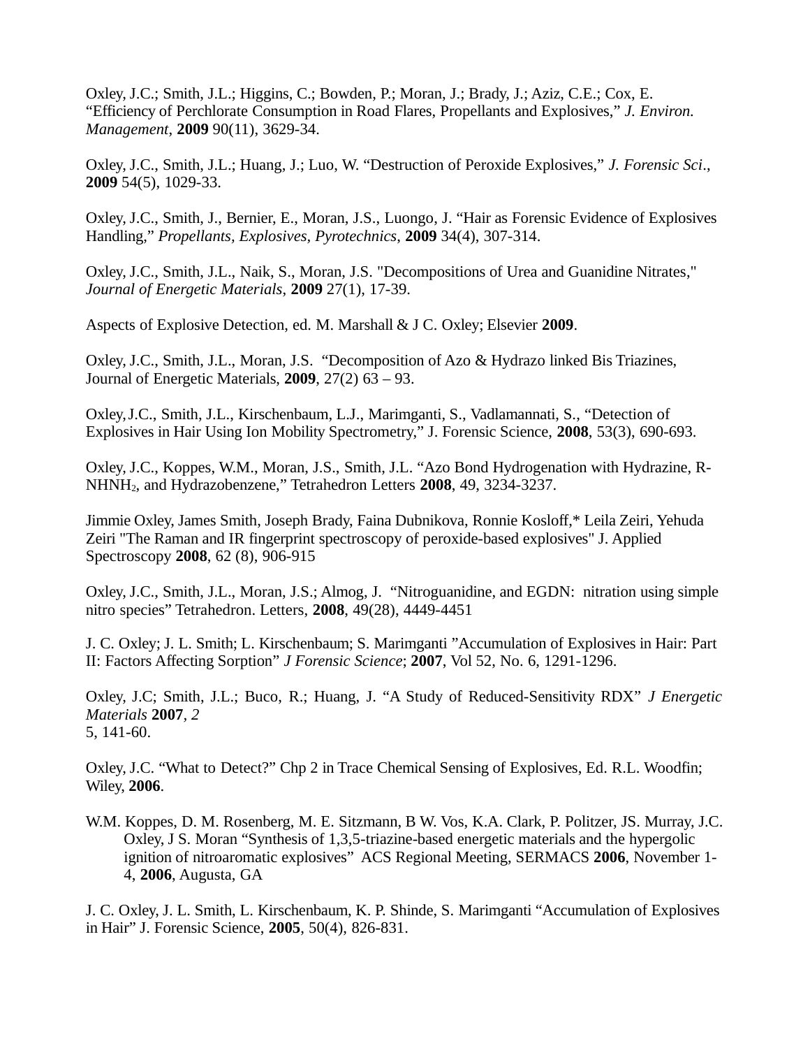Oxley, J.C.; Smith, J.L.; Higgins, C.; Bowden, P.; Moran, J.; Brady, J.; Aziz, C.E.; Cox, E. "Efficiency of Perchlorate Consumption in Road Flares, Propellants and Explosives," *J. Environ. Management*, **2009** 90(11), 3629-34.

Oxley, J.C., Smith, J.L.; Huang, J.; Luo, W. "Destruction of Peroxide Explosives," *J. Forensic Sci*., **2009** 54(5), 1029-33.

Oxley, J.C., Smith, J., Bernier, E., Moran, J.S., Luongo, J. "Hair as Forensic Evidence of Explosives Handling," *Propellants, Explosives, Pyrotechnics*, **2009** 34(4), 307-314.

Oxley, J.C., Smith, J.L., Naik, S., Moran, J.S. "Decompositions of Urea and Guanidine Nitrates," *Journal of Energetic Materials*, **2009** 27(1), 17-39.

Aspects of Explosive Detection, ed. M. Marshall & J C. Oxley; Elsevier **2009**.

Oxley, J.C., Smith, J.L., Moran, J.S. "Decomposition of Azo & Hydrazo linked Bis Triazines, Journal of Energetic Materials, **2009**, 27(2) 63 – 93.

Oxley, J.C., Smith, J.L., Kirschenbaum, L.J., Marimganti, S., Vadlamannati, S., "Detection of Explosives in Hair Using Ion Mobility Spectrometry," J. Forensic Science, **2008**, 53(3), 690-693.

Oxley, J.C., Koppes, W.M., Moran, J.S., Smith, J.L. "Azo Bond Hydrogenation with Hydrazine, R-$NHNH_2$, and Hydrazobenzene," Tetrahedron Letters **2008**, 49, 3234-3237.

Jimmie Oxley, James Smith, Joseph Brady, Faina Dubnikova, Ronnie Kosloff,* Leila Zeiri, Yehuda Zeiri "The Raman and IR fingerprint spectroscopy of peroxide-based explosives" J. Applied Spectroscopy **2008**, 62 (8), 906-915

Oxley, J.C., Smith, J.L., Moran, J.S.; Almog, J. "Nitroguanidine, and EGDN: nitration using simple nitro species" Tetrahedron. Letters, **2008**, 49(28), 4449-4451

J. C. Oxley; J. L. Smith; L. Kirschenbaum; S. Marimganti "Accumulation of Explosives in Hair: Part II: Factors Affecting Sorption" *J Forensic Science*; **2007**, Vol 52, No. 6, 1291-1296.

Oxley, J.C; Smith, J.L.; Buco, R.; Huang, J. "A Study of Reduced-Sensitivity RDX" *J Energetic Materials* **2007**, *2*
5, 141-60.

Oxley, J.C. "What to Detect?" Chp 2 in Trace Chemical Sensing of Explosives, Ed. R.L. Woodfin; Wiley, **2006**.

W.M. Koppes, D. M. Rosenberg, M. E. Sitzmann, B W. Vos, K.A. Clark, P. Politzer, JS. Murray, J.C. Oxley, J S. Moran "Synthesis of 1,3,5-triazine-based energetic materials and the hypergolic ignition of nitroaromatic explosives" ACS Regional Meeting, SERMACS **2006**, November 1-4, **2006**, Augusta, GA

J. C. Oxley, J. L. Smith, L. Kirschenbaum, K. P. Shinde, S. Marimganti "Accumulation of Explosives in Hair" J. Forensic Science, **2005**, 50(4), 826-831.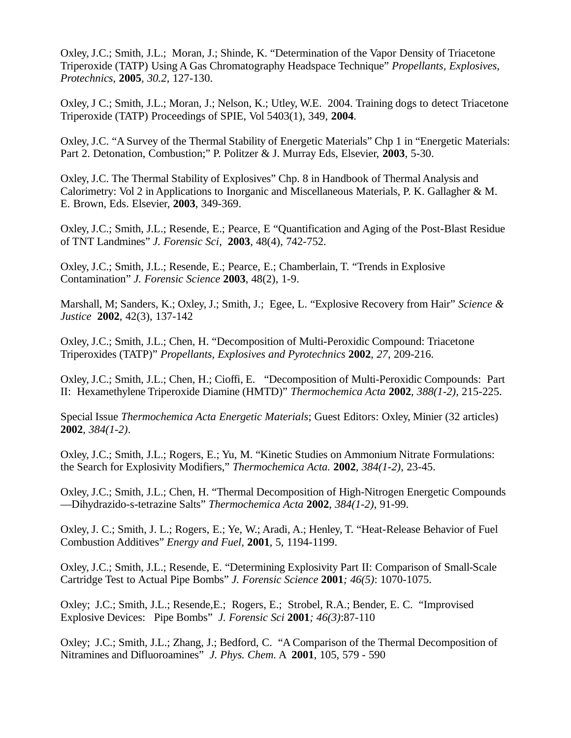Oxley, J.C.; Smith, J.L.; Moran, J.; Shinde, K. “Determination of the Vapor Density of Triacetone Triperoxide (TATP) Using A Gas Chromatography Headspace Technique” *Propellants, Explosives, Protechnics*, **2005**, *30.2*, 127-130.

Oxley, J C.; Smith, J.L.; Moran, J.; Nelson, K.; Utley, W.E. 2004. Training dogs to detect Triacetone Triperoxide (TATP) Proceedings of SPIE, Vol 5403(1), 349, **2004**.

Oxley, J.C. “A Survey of the Thermal Stability of Energetic Materials” Chp 1 in “Energetic Materials: Part 2. Detonation, Combustion;” P. Politzer & J. Murray Eds, Elsevier, **2003**, 5-30.

Oxley, J.C. The Thermal Stability of Explosives” Chp. 8 in Handbook of Thermal Analysis and Calorimetry: Vol 2 in Applications to Inorganic and Miscellaneous Materials, P. K. Gallagher & M. E. Brown, Eds. Elsevier, **2003**, 349-369.

Oxley, J.C.; Smith, J.L.; Resende, E.; Pearce, E “Quantification and Aging of the Post-Blast Residue of TNT Landmines” *J. Forensic Sci*, **2003**, 48(4), 742-752.

Oxley, J.C.; Smith, J.L.; Resende, E.; Pearce, E.; Chamberlain, T. “Trends in Explosive Contamination” *J. Forensic Science* **2003**, 48(2), 1-9.

Marshall, M; Sanders, K.; Oxley, J.; Smith, J.; Egee, L. “Explosive Recovery from Hair” *Science & Justice* **2002**, 42(3), 137-142

Oxley, J.C.; Smith, J.L.; Chen, H. “Decomposition of Multi-Peroxidic Compound: Triacetone Triperoxides (TATP)” *Propellants, Explosives and Pyrotechnics* **2002**, *27*, 209-216.

Oxley, J.C.; Smith, J.L.; Chen, H.; Cioffi, E. “Decomposition of Multi-Peroxidic Compounds: Part II: Hexamethylene Triperoxide Diamine (HMTD)” *Thermochemica Acta* **2002**, *388(1-2)*, 215-225.

Special Issue *Thermochemica Acta Energetic Materials*; Guest Editors: Oxley, Minier (32 articles) **2002**, *384(1-2)*.

Oxley, J.C.; Smith, J.L.; Rogers, E.; Yu, M. “Kinetic Studies on Ammonium Nitrate Formulations: the Search for Explosivity Modifiers,” *Thermochemica Acta.* **2002**, *384(1-2)*, 23-45.

Oxley, J.C.; Smith, J.L.; Chen, H. “Thermal Decomposition of High-Nitrogen Energetic Compounds—Dihydrazido-s-tetrazine Salts” *Thermochemica Acta* **2002**, *384(1-2)*, 91-99.

Oxley, J. C.; Smith, J. L.; Rogers, E.; Ye, W.; Aradi, A.; Henley, T. “Heat-Release Behavior of Fuel Combustion Additives” *Energy and Fuel,* **2001**, 5, 1194-1199.

Oxley, J.C.; Smith, J.L.; Resende, E. “Determining Explosivity Part II: Comparison of Small-Scale Cartridge Test to Actual Pipe Bombs” *J. Forensic Science* **2001***; 46(5)*: 1070-1075.

Oxley; J.C.; Smith, J.L.; Resende,E.; Rogers, E.; Strobel, R.A.; Bender, E. C. “Improvised Explosive Devices: Pipe Bombs” *J. Forensic Sci* **2001***; 46(3)*:87-110

Oxley; J.C.; Smith, J.L.; Zhang, J.; Bedford, C. “A Comparison of the Thermal Decomposition of Nitramines and Difluoroamines” *J. Phys. Chem.* A **2001**, 105, 579 - 590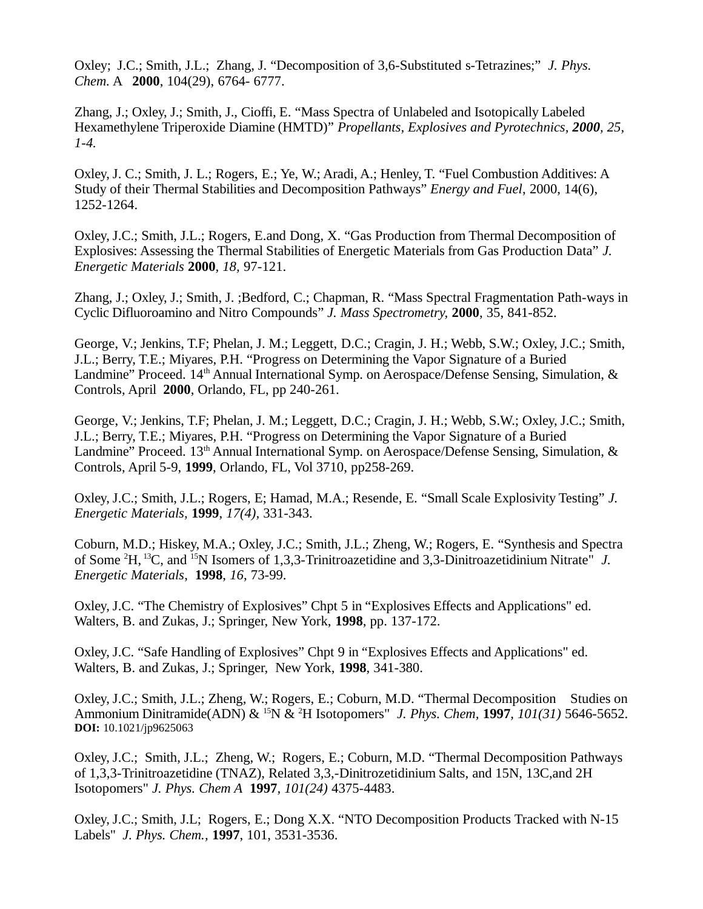Oxley; J.C.; Smith, J.L.; Zhang, J. "Decomposition of 3,6-Substituted s-Tetrazines;" *J. Phys. Chem.* A **2000**, 104(29), 6764- 6777.

Zhang, J.; Oxley, J.; Smith, J., Cioffi, E. "Mass Spectra of Unlabeled and Isotopically Labeled Hexamethylene Triperoxide Diamine (HMTD)" *Propellants, Explosives and Pyrotechnics, **2000**, 25, 1-4.*

Oxley, J. C.; Smith, J. L.; Rogers, E.; Ye, W.; Aradi, A.; Henley, T. "Fuel Combustion Additives: A Study of their Thermal Stabilities and Decomposition Pathways" *Energy and Fuel*, 2000, 14(6), 1252-1264.

Oxley, J.C.; Smith, J.L.; Rogers, E.and Dong, X. "Gas Production from Thermal Decomposition of Explosives: Assessing the Thermal Stabilities of Energetic Materials from Gas Production Data" *J. Energetic Materials* **2000**, *18*, 97-121.

Zhang, J.; Oxley, J.; Smith, J. ;Bedford, C.; Chapman, R. "Mass Spectral Fragmentation Path-ways in Cyclic Difluoroamino and Nitro Compounds" *J. Mass Spectrometry*, **2000**, 35, 841-852.

George, V.; Jenkins, T.F; Phelan, J. M.; Leggett, D.C.; Cragin, J. H.; Webb, S.W.; Oxley, J.C.; Smith, J.L.; Berry, T.E.; Miyares, P.H. "Progress on Determining the Vapor Signature of a Buried Landmine" Proceed. 14th Annual International Symp. on Aerospace/Defense Sensing, Simulation, & Controls, April **2000**, Orlando, FL, pp 240-261.

George, V.; Jenkins, T.F; Phelan, J. M.; Leggett, D.C.; Cragin, J. H.; Webb, S.W.; Oxley, J.C.; Smith, J.L.; Berry, T.E.; Miyares, P.H. "Progress on Determining the Vapor Signature of a Buried Landmine" Proceed. 13th Annual International Symp. on Aerospace/Defense Sensing, Simulation, & Controls, April 5-9, **1999**, Orlando, FL, Vol 3710, pp258-269.

Oxley, J.C.; Smith, J.L.; Rogers, E; Hamad, M.A.; Resende, E. "Small Scale Explosivity Testing" *J. Energetic Materials*, **1999**, *17(4)*, 331-343.

Coburn, M.D.; Hiskey, M.A.; Oxley, J.C.; Smith, J.L.; Zheng, W.; Rogers, E. "Synthesis and Spectra of Some $^{2}$H, $^{13}$C, and $^{15}$N Isomers of 1,3,3-Trinitroazetidine and 3,3-Dinitroazetidinium Nitrate" *J. Energetic Materials*, **1998**, *16*, 73-99.

Oxley, J.C. "The Chemistry of Explosives" Chpt 5 in "Explosives Effects and Applications" ed. Walters, B. and Zukas, J.; Springer, New York, **1998**, pp. 137-172.

Oxley, J.C. "Safe Handling of Explosives" Chpt 9 in "Explosives Effects and Applications" ed. Walters, B. and Zukas, J.; Springer, New York, **1998**, 341-380.

Oxley, J.C.; Smith, J.L.; Zheng, W.; Rogers, E.; Coburn, M.D. "Thermal Decomposition Studies on Ammonium Dinitramide(ADN) & $^{15}$N & $^{2}$H Isotopomers" *J. Phys. Chem*, **1997**, *101(31)* 5646-5652. **DOI:** 10.1021/jp9625063

Oxley, J.C.; Smith, J.L.; Zheng, W.; Rogers, E.; Coburn, M.D. "Thermal Decomposition Pathways of 1,3,3-Trinitroazetidine (TNAZ), Related 3,3,-Dinitrozetidinium Salts, and 15N, 13C,and 2H Isotopomers" *J. Phys. Chem A* **1997**, *101(24)* 4375-4483.

Oxley, J.C.; Smith, J.L; Rogers, E.; Dong X.X. "NTO Decomposition Products Tracked with N-15 Labels" *J. Phys. Chem.*, **1997**, 101, 3531-3536.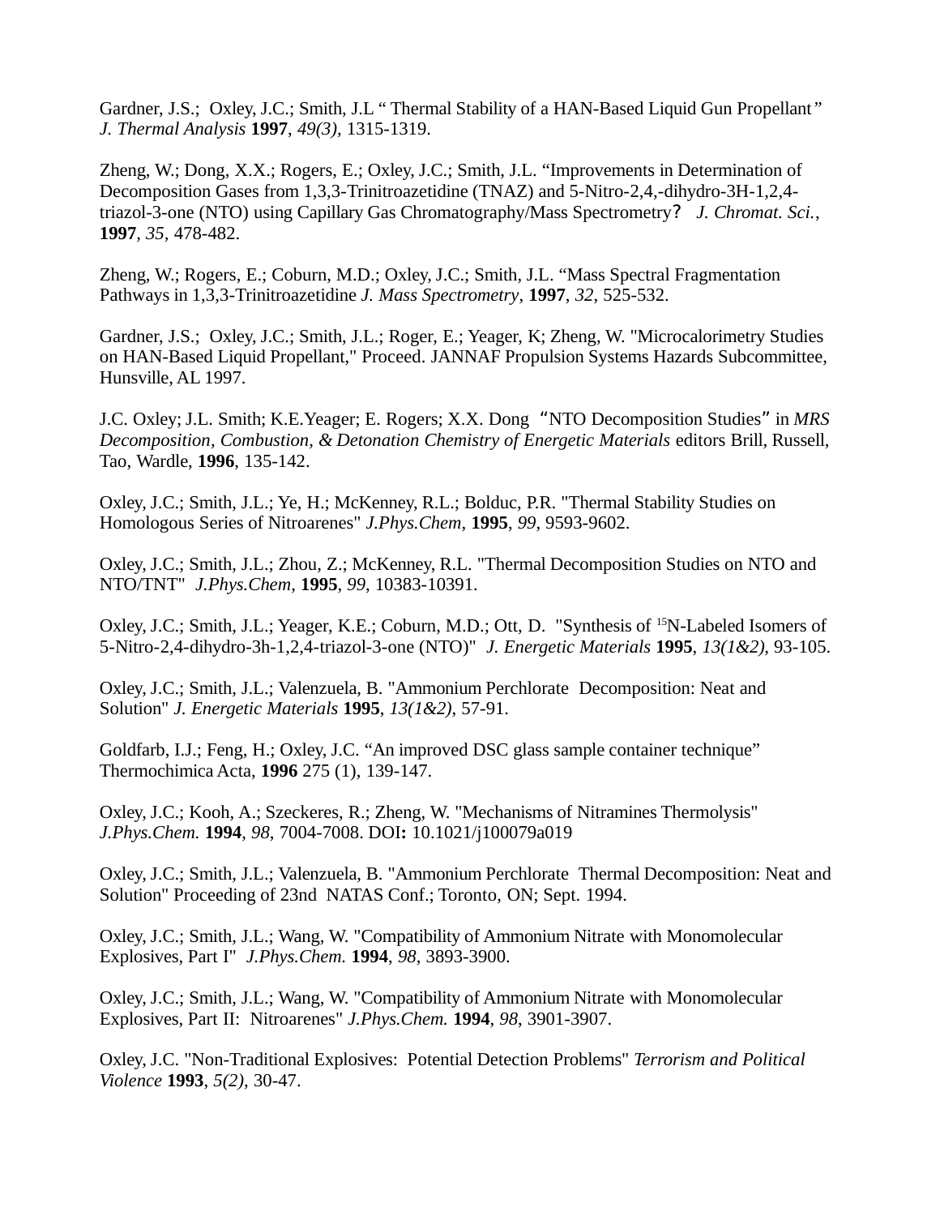Gardner, J.S.;  Oxley, J.C.; Smith, J.L " Thermal Stability of a HAN-Based Liquid Gun Propellant" *J. Thermal Analysis* **1997**, *49(3)*, 1315-1319.

Zheng, W.; Dong, X.X.; Rogers, E.; Oxley, J.C.; Smith, J.L. "Improvements in Determination of Decomposition Gases from 1,3,3-Trinitroazetidine (TNAZ) and 5-Nitro-2,4,-dihydro-3H-1,2,4-triazol-3-one (NTO) using Capillary Gas Chromatography/Mass Spectrometry?  *J. Chromat. Sci.*, **1997**, *35*, 478-482.

Zheng, W.; Rogers, E.; Coburn, M.D.; Oxley, J.C.; Smith, J.L. "Mass Spectral Fragmentation Pathways in 1,3,3-Trinitroazetidine *J. Mass Spectrometry*, **1997**, *32*, 525-532.

Gardner, J.S.;  Oxley, J.C.; Smith, J.L.; Roger, E.; Yeager, K; Zheng, W. "Microcalorimetry Studies on HAN-Based Liquid Propellant," Proceed. JANNAF Propulsion Systems Hazards Subcommittee, Hunsville, AL 1997.

J.C. Oxley; J.L. Smith; K.E.Yeager; E. Rogers; X.X. Dong "NTO Decomposition Studies" in *MRS Decomposition, Combustion, & Detonation Chemistry of Energetic Materials* editors Brill, Russell, Tao, Wardle, **1996**, 135-142.

Oxley, J.C.; Smith, J.L.; Ye, H.; McKenney, R.L.; Bolduc, P.R. "Thermal Stability Studies on Homologous Series of Nitroarenes" *J.Phys.Chem*, **1995**, *99*, 9593-9602.

Oxley, J.C.; Smith, J.L.; Zhou, Z.; McKenney, R.L. "Thermal Decomposition Studies on NTO and NTO/TNT"  *J.Phys.Chem*, **1995**, *99*, 10383-10391.

Oxley, J.C.; Smith, J.L.; Yeager, K.E.; Coburn, M.D.; Ott, D.  "Synthesis of $^{15}$N-Labeled Isomers of 5-Nitro-2,4-dihydro-3h-1,2,4-triazol-3-one (NTO)"  *J. Energetic Materials* **1995**, *13(1&2)*, 93-105.

Oxley, J.C.; Smith, J.L.; Valenzuela, B. "Ammonium Perchlorate  Decomposition: Neat and Solution" *J. Energetic Materials* **1995**, *13(1&2)*, 57-91.

Goldfarb, I.J.; Feng, H.; Oxley, J.C. "An improved DSC glass sample container technique" Thermochimica Acta, **1996** 275 (1), 139-147.

Oxley, J.C.; Kooh, A.; Szeckeres, R.; Zheng, W. "Mechanisms of Nitramines Thermolysis" *J.Phys.Chem.* **1994**, *98*, 7004-7008. DOI**:** 10.1021/j100079a019

Oxley, J.C.; Smith, J.L.; Valenzuela, B. "Ammonium Perchlorate  Thermal Decomposition: Neat and Solution" Proceeding of 23nd  NATAS Conf.; Toronto, ON; Sept. 1994.

Oxley, J.C.; Smith, J.L.; Wang, W. "Compatibility of Ammonium Nitrate with Monomolecular Explosives, Part I"  *J.Phys.Chem.* **1994**, *98*, 3893-3900.

Oxley, J.C.; Smith, J.L.; Wang, W. "Compatibility of Ammonium Nitrate with Monomolecular Explosives, Part II:  Nitroarenes" *J.Phys.Chem.* **1994**, *98*, 3901-3907.

Oxley, J.C. "Non-Traditional Explosives:  Potential Detection Problems" *Terrorism and Political Violence* **1993**, *5(2)*, 30-47.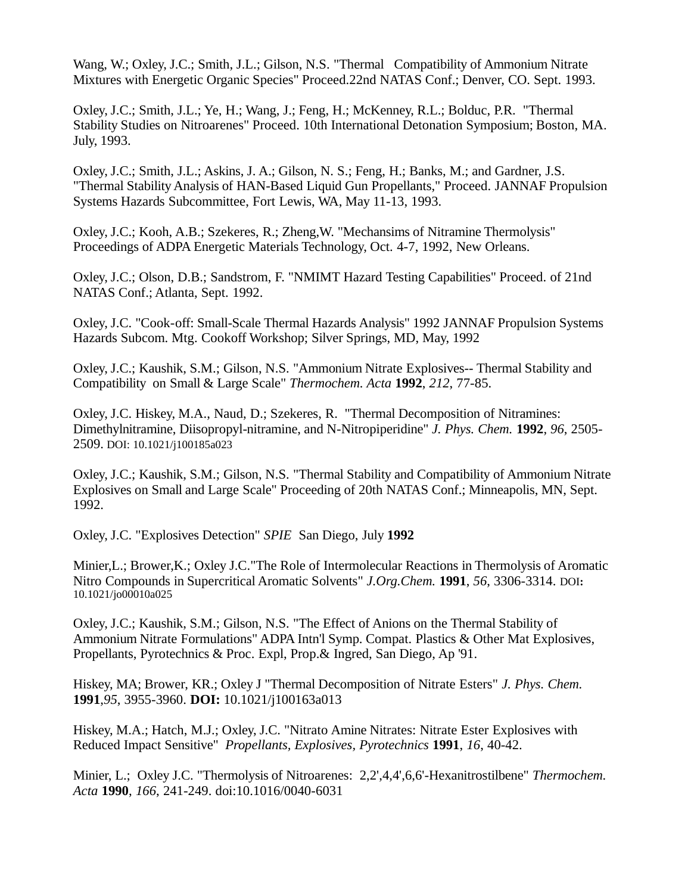Wang, W.; Oxley, J.C.; Smith, J.L.; Gilson, N.S. "Thermal Compatibility of Ammonium Nitrate Mixtures with Energetic Organic Species" Proceed.22nd NATAS Conf.; Denver, CO. Sept. 1993.

Oxley, J.C.; Smith, J.L.; Ye, H.; Wang, J.; Feng, H.; McKenney, R.L.; Bolduc, P.R. "Thermal Stability Studies on Nitroarenes" Proceed. 10th International Detonation Symposium; Boston, MA. July, 1993.

Oxley, J.C.; Smith, J.L.; Askins, J. A.; Gilson, N. S.; Feng, H.; Banks, M.; and Gardner, J.S. "Thermal Stability Analysis of HAN-Based Liquid Gun Propellants," Proceed. JANNAF Propulsion Systems Hazards Subcommittee, Fort Lewis, WA, May 11-13, 1993.

Oxley, J.C.; Kooh, A.B.; Szekeres, R.; Zheng,W. "Mechansims of Nitramine Thermolysis" Proceedings of ADPA Energetic Materials Technology, Oct. 4-7, 1992, New Orleans.

Oxley, J.C.; Olson, D.B.; Sandstrom, F. "NMIMT Hazard Testing Capabilities" Proceed. of 21nd NATAS Conf.; Atlanta, Sept. 1992.

Oxley, J.C. "Cook-off: Small-Scale Thermal Hazards Analysis" 1992 JANNAF Propulsion Systems Hazards Subcom. Mtg. Cookoff Workshop; Silver Springs, MD, May, 1992

Oxley, J.C.; Kaushik, S.M.; Gilson, N.S. "Ammonium Nitrate Explosives-- Thermal Stability and Compatibility on Small & Large Scale" *Thermochem. Acta* **1992**, *212*, 77-85.

Oxley, J.C. Hiskey, M.A., Naud, D.; Szekeres, R. "Thermal Decomposition of Nitramines: Dimethylnitramine, Diisopropyl-nitramine, and N-Nitropiperidine" *J. Phys. Chem.* **1992**, *96*, 2505-2509. DOI: 10.1021/j100185a023

Oxley, J.C.; Kaushik, S.M.; Gilson, N.S. "Thermal Stability and Compatibility of Ammonium Nitrate Explosives on Small and Large Scale" Proceeding of 20th NATAS Conf.; Minneapolis, MN, Sept. 1992.

Oxley, J.C. "Explosives Detection" *SPIE* San Diego, July **1992**

Minier,L.; Brower,K.; Oxley J.C."The Role of Intermolecular Reactions in Thermolysis of Aromatic Nitro Compounds in Supercritical Aromatic Solvents" *J.Org.Chem.* **1991**, *56*, 3306-3314. DOI: 10.1021/jo00010a025

Oxley, J.C.; Kaushik, S.M.; Gilson, N.S. "The Effect of Anions on the Thermal Stability of Ammonium Nitrate Formulations" ADPA Intn'l Symp. Compat. Plastics & Other Mat Explosives, Propellants, Pyrotechnics & Proc. Expl, Prop.& Ingred, San Diego, Ap '91.

Hiskey, MA; Brower, KR.; Oxley J "Thermal Decomposition of Nitrate Esters" *J. Phys. Chem.* **1991**,*95*, 3955-3960. **DOI:** 10.1021/j100163a013

Hiskey, M.A.; Hatch, M.J.; Oxley, J.C. "Nitrato Amine Nitrates: Nitrate Ester Explosives with Reduced Impact Sensitive" *Propellants, Explosives, Pyrotechnics* **1991**, *16*, 40-42.

Minier, L.; Oxley J.C. "Thermolysis of Nitroarenes: 2,2',4,4',6,6'-Hexanitrostilbene" *Thermochem. Acta* **1990**, *166*, 241-249. doi:10.1016/0040-6031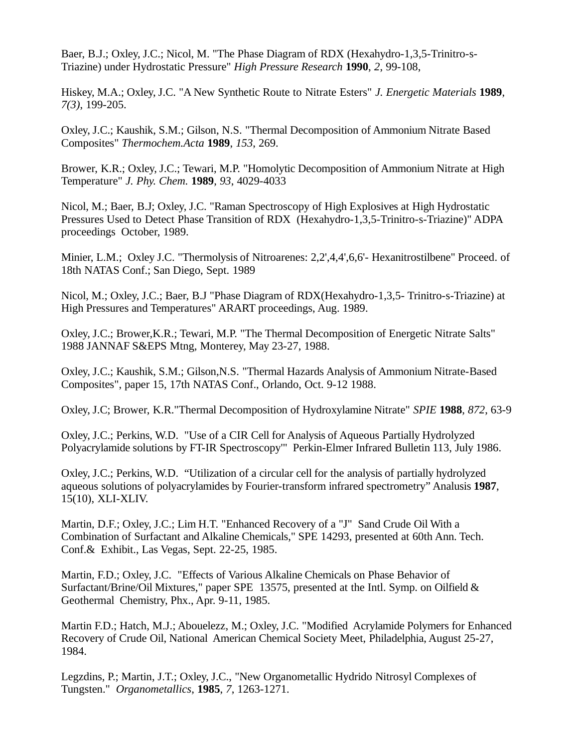Baer, B.J.; Oxley, J.C.; Nicol, M. "The Phase Diagram of RDX (Hexahydro-1,3,5-Trinitro-s-Triazine) under Hydrostatic Pressure" *High Pressure Research* **1990**, *2*, 99-108,

Hiskey, M.A.; Oxley, J.C. "A New Synthetic Route to Nitrate Esters" *J. Energetic Materials* **1989**, *7(3)*, 199-205.

Oxley, J.C.; Kaushik, S.M.; Gilson, N.S. "Thermal Decomposition of Ammonium Nitrate Based Composites" *Thermochem.Acta* **1989**, *153*, 269.

Brower, K.R.; Oxley, J.C.; Tewari, M.P. "Homolytic Decomposition of Ammonium Nitrate at High Temperature" *J. Phy. Chem.* **1989**, *93*, 4029-4033

Nicol, M.; Baer, B.J; Oxley, J.C. "Raman Spectroscopy of High Explosives at High Hydrostatic Pressures Used to Detect Phase Transition of RDX (Hexahydro-1,3,5-Trinitro-s-Triazine)" ADPA proceedings October, 1989.

Minier, L.M.; Oxley J.C. "Thermolysis of Nitroarenes: 2,2',4,4',6,6'- Hexanitrostilbene" Proceed. of 18th NATAS Conf.; San Diego, Sept. 1989

Nicol, M.; Oxley, J.C.; Baer, B.J "Phase Diagram of RDX(Hexahydro-1,3,5- Trinitro-s-Triazine) at High Pressures and Temperatures" ARART proceedings, Aug. 1989.

Oxley, J.C.; Brower,K.R.; Tewari, M.P. "The Thermal Decomposition of Energetic Nitrate Salts" 1988 JANNAF S&EPS Mtng, Monterey, May 23-27, 1988.

Oxley, J.C.; Kaushik, S.M.; Gilson,N.S. "Thermal Hazards Analysis of Ammonium Nitrate-Based Composites", paper 15, 17th NATAS Conf., Orlando, Oct. 9-12 1988.

Oxley, J.C; Brower, K.R."Thermal Decomposition of Hydroxylamine Nitrate" *SPIE* **1988**, *872*, 63-9

Oxley, J.C.; Perkins, W.D. "Use of a CIR Cell for Analysis of Aqueous Partially Hydrolyzed Polyacrylamide solutions by FT-IR Spectroscopy'" Perkin-Elmer Infrared Bulletin 113, July 1986.

Oxley, J.C.; Perkins, W.D. "Utilization of a circular cell for the analysis of partially hydrolyzed aqueous solutions of polyacrylamides by Fourier-transform infrared spectrometry" Analusis **1987**, 15(10), XLI-XLIV.

Martin, D.F.; Oxley, J.C.; Lim H.T. "Enhanced Recovery of a "J" Sand Crude Oil With a Combination of Surfactant and Alkaline Chemicals," SPE 14293, presented at 60th Ann. Tech. Conf.& Exhibit., Las Vegas, Sept. 22-25, 1985.

Martin, F.D.; Oxley, J.C. "Effects of Various Alkaline Chemicals on Phase Behavior of Surfactant/Brine/Oil Mixtures," paper SPE 13575, presented at the Intl. Symp. on Oilfield & Geothermal Chemistry, Phx., Apr. 9-11, 1985.

Martin F.D.; Hatch, M.J.; Abouelezz, M.; Oxley, J.C. "Modified Acrylamide Polymers for Enhanced Recovery of Crude Oil, National American Chemical Society Meet, Philadelphia, August 25-27, 1984.

Legzdins, P.; Martin, J.T.; Oxley, J.C., "New Organometallic Hydrido Nitrosyl Complexes of Tungsten." *Organometallics*, **1985**, *7*, 1263-1271.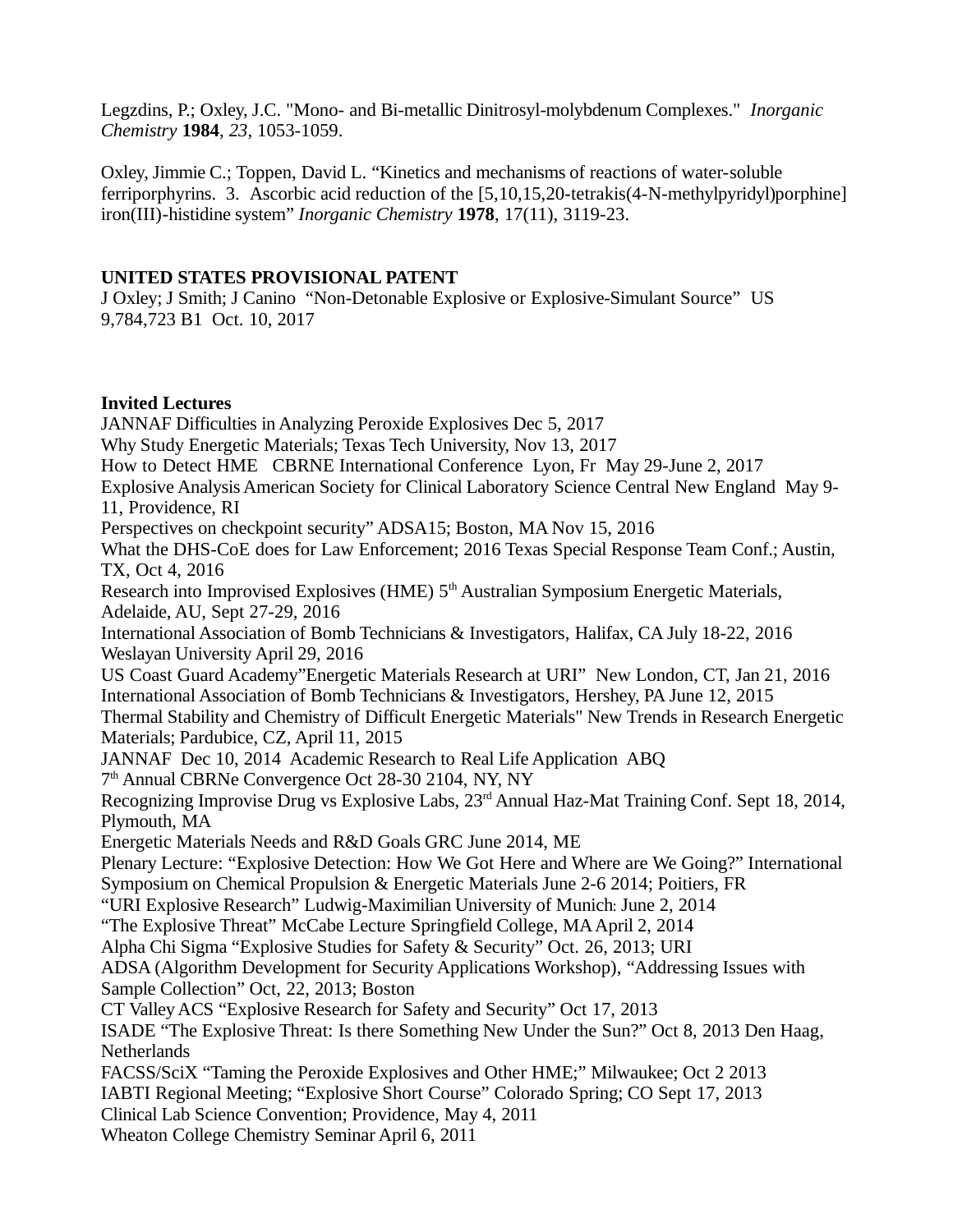Legzdins, P.; Oxley, J.C. "Mono- and Bi-metallic Dinitrosyl-molybdenum Complexes." *Inorganic Chemistry* **1984**, *23*, 1053-1059.

Oxley, Jimmie C.; Toppen, David L. "Kinetics and mechanisms of reactions of water-soluble ferriporphyrins. 3. Ascorbic acid reduction of the [5,10,15,20-tetrakis(4-N-methylpyridyl)porphine] iron(III)-histidine system" *Inorganic Chemistry* **1978**, 17(11), 3119-23.

**UNITED STATES PROVISIONAL PATENT**

J Oxley; J Smith; J Canino "Non-Detonable Explosive or Explosive-Simulant Source" US 9,784,723 B1 Oct. 10, 2017

**Invited Lectures**

JANNAF Difficulties in Analyzing Peroxide Explosives Dec 5, 2017
Why Study Energetic Materials; Texas Tech University, Nov 13, 2017
How to Detect HME CBRNE International Conference Lyon, Fr May 29-June 2, 2017
Explosive Analysis American Society for Clinical Laboratory Science Central New England May 9-11, Providence, RI
Perspectives on checkpoint security" ADSA15; Boston, MA Nov 15, 2016
What the DHS-CoE does for Law Enforcement; 2016 Texas Special Response Team Conf.; Austin, TX, Oct 4, 2016
Research into Improvised Explosives (HME) 5th Australian Symposium Energetic Materials, Adelaide, AU, Sept 27-29, 2016
International Association of Bomb Technicians & Investigators, Halifax, CA July 18-22, 2016
Weslayan University April 29, 2016
US Coast Guard Academy"Energetic Materials Research at URI" New London, CT, Jan 21, 2016
International Association of Bomb Technicians & Investigators, Hershey, PA June 12, 2015
Thermal Stability and Chemistry of Difficult Energetic Materials" New Trends in Research Energetic Materials; Pardubice, CZ, April 11, 2015
JANNAF Dec 10, 2014 Academic Research to Real Life Application ABQ
7th Annual CBRNe Convergence Oct 28-30 2104, NY, NY
Recognizing Improvise Drug vs Explosive Labs, 23rd Annual Haz-Mat Training Conf. Sept 18, 2014, Plymouth, MA
Energetic Materials Needs and R&D Goals GRC June 2014, ME
Plenary Lecture: "Explosive Detection: How We Got Here and Where are We Going?" International Symposium on Chemical Propulsion & Energetic Materials June 2-6 2014; Poitiers, FR
"URI Explosive Research" Ludwig-Maximilian University of Munich: June 2, 2014
"The Explosive Threat" McCabe Lecture Springfield College, MA April 2, 2014
Alpha Chi Sigma "Explosive Studies for Safety & Security" Oct. 26, 2013; URI
ADSA (Algorithm Development for Security Applications Workshop), "Addressing Issues with Sample Collection" Oct, 22, 2013; Boston
CT Valley ACS "Explosive Research for Safety and Security" Oct 17, 2013
ISADE "The Explosive Threat: Is there Something New Under the Sun?" Oct 8, 2013 Den Haag, Netherlands
FACSS/SciX "Taming the Peroxide Explosives and Other HME;" Milwaukee; Oct 2 2013
IABTI Regional Meeting; "Explosive Short Course" Colorado Spring; CO Sept 17, 2013
Clinical Lab Science Convention; Providence, May 4, 2011
Wheaton College Chemistry Seminar April 6, 2011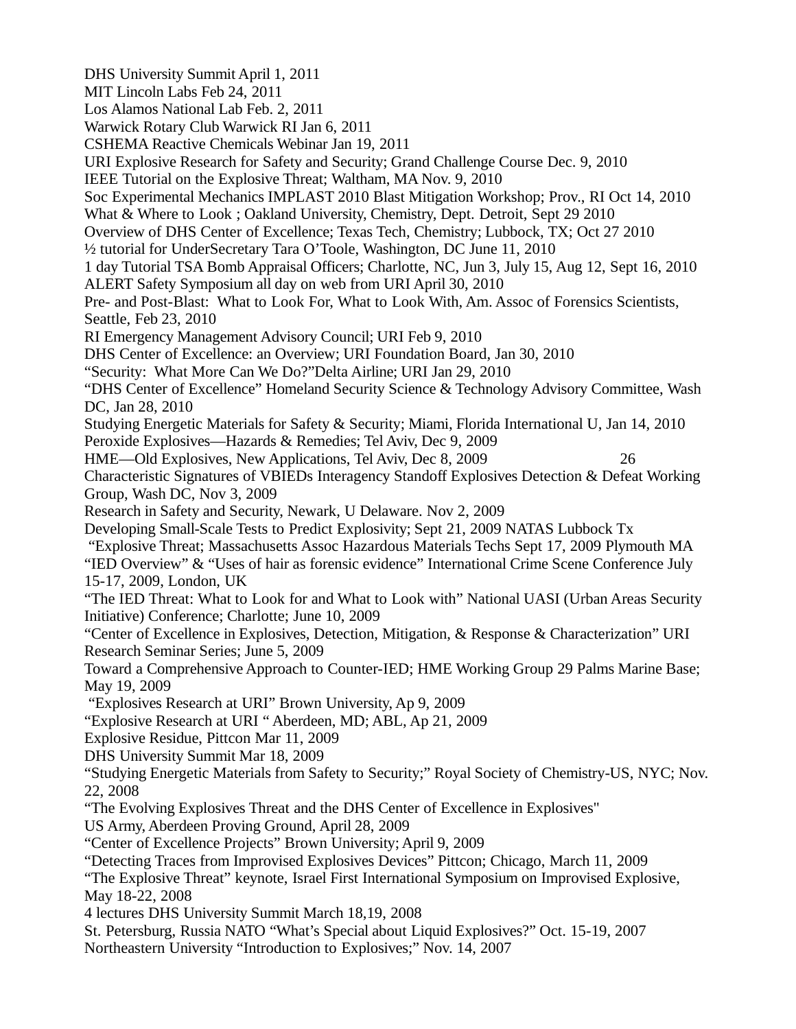DHS University Summit April 1, 2011
MIT Lincoln Labs Feb 24, 2011
Los Alamos National Lab Feb. 2, 2011
Warwick Rotary Club Warwick RI Jan 6, 2011
CSHEMA Reactive Chemicals Webinar Jan 19, 2011
URI Explosive Research for Safety and Security; Grand Challenge Course Dec. 9, 2010
IEEE Tutorial on the Explosive Threat; Waltham, MA Nov. 9, 2010
Soc Experimental Mechanics IMPLAST 2010 Blast Mitigation Workshop; Prov., RI Oct 14, 2010
What & Where to Look ; Oakland University, Chemistry, Dept. Detroit, Sept 29 2010
Overview of DHS Center of Excellence; Texas Tech, Chemistry; Lubbock, TX; Oct 27 2010
½ tutorial for UnderSecretary Tara O'Toole, Washington, DC June 11, 2010
1 day Tutorial TSA Bomb Appraisal Officers; Charlotte, NC, Jun 3, July 15, Aug 12, Sept 16, 2010
ALERT Safety Symposium all day on web from URI April 30, 2010
Pre- and Post-Blast: What to Look For, What to Look With, Am. Assoc of Forensics Scientists, Seattle, Feb 23, 2010
RI Emergency Management Advisory Council; URI Feb 9, 2010
DHS Center of Excellence: an Overview; URI Foundation Board, Jan 30, 2010
"Security: What More Can We Do?"Delta Airline; URI Jan 29, 2010
"DHS Center of Excellence" Homeland Security Science & Technology Advisory Committee, Wash DC, Jan 28, 2010
Studying Energetic Materials for Safety & Security; Miami, Florida International U, Jan 14, 2010
Peroxide Explosives—Hazards & Remedies; Tel Aviv, Dec 9, 2009
HME—Old Explosives, New Applications, Tel Aviv, Dec 8, 2009
Characteristic Signatures of VBIEDs Interagency Standoff Explosives Detection & Defeat Working Group, Wash DC, Nov 3, 2009
Research in Safety and Security, Newark, U Delaware. Nov 2, 2009
Developing Small-Scale Tests to Predict Explosivity; Sept 21, 2009 NATAS Lubbock Tx
"Explosive Threat; Massachusetts Assoc Hazardous Materials Techs Sept 17, 2009 Plymouth MA
"IED Overview" & "Uses of hair as forensic evidence" International Crime Scene Conference July 15-17, 2009, London, UK
"The IED Threat: What to Look for and What to Look with" National UASI (Urban Areas Security Initiative) Conference; Charlotte; June 10, 2009
"Center of Excellence in Explosives, Detection, Mitigation, & Response & Characterization" URI Research Seminar Series; June 5, 2009
Toward a Comprehensive Approach to Counter-IED; HME Working Group 29 Palms Marine Base; May 19, 2009
"Explosives Research at URI" Brown University, Ap 9, 2009
"Explosive Research at URI " Aberdeen, MD; ABL, Ap 21, 2009
Explosive Residue, Pittcon Mar 11, 2009
DHS University Summit Mar 18, 2009
"Studying Energetic Materials from Safety to Security;" Royal Society of Chemistry-US, NYC; Nov. 22, 2008
"The Evolving Explosives Threat and the DHS Center of Excellence in Explosives"
US Army, Aberdeen Proving Ground, April 28, 2009
"Center of Excellence Projects" Brown University; April 9, 2009
"Detecting Traces from Improvised Explosives Devices" Pittcon; Chicago, March 11, 2009
"The Explosive Threat" keynote, Israel First International Symposium on Improvised Explosive, May 18-22, 2008
4 lectures DHS University Summit March 18,19, 2008
St. Petersburg, Russia NATO "What's Special about Liquid Explosives?" Oct. 15-19, 2007
Northeastern University "Introduction to Explosives;" Nov. 14, 2007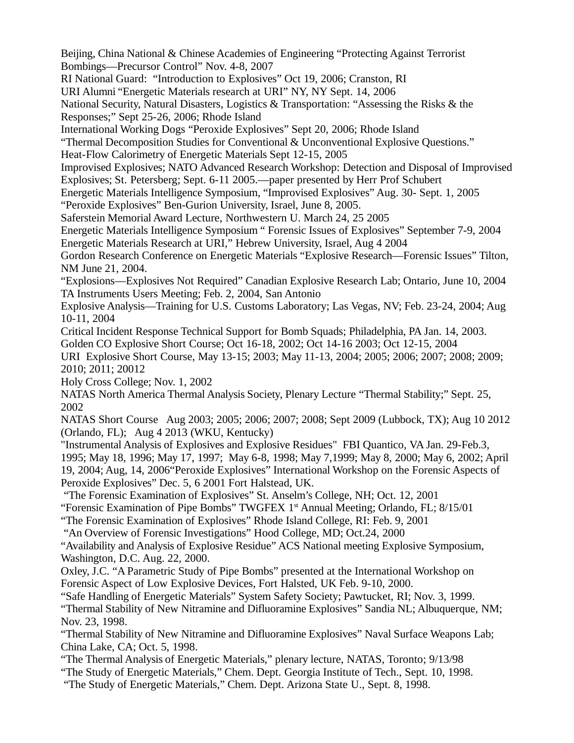Beijing, China National & Chinese Academies of Engineering “Protecting Against Terrorist Bombings—Precursor Control” Nov. 4-8, 2007

RI National Guard: “Introduction to Explosives” Oct 19, 2006; Cranston, RI

URI Alumni “Energetic Materials research at URI” NY, NY Sept. 14, 2006

National Security, Natural Disasters, Logistics & Transportation: “Assessing the Risks & the Responses;” Sept 25-26, 2006; Rhode Island

International Working Dogs “Peroxide Explosives” Sept 20, 2006; Rhode Island

“Thermal Decomposition Studies for Conventional & Unconventional Explosive Questions.”

Heat-Flow Calorimetry of Energetic Materials Sept 12-15, 2005

Improvised Explosives; NATO Advanced Research Workshop: Detection and Disposal of Improvised Explosives; St. Petersberg; Sept. 6-11 2005.—paper presented by Herr Prof Schubert

Energetic Materials Intelligence Symposium, “Improvised Explosives” Aug. 30- Sept. 1, 2005

“Peroxide Explosives” Ben-Gurion University, Israel, June 8, 2005.

Saferstein Memorial Award Lecture, Northwestern U. March 24, 25 2005

Energetic Materials Intelligence Symposium “ Forensic Issues of Explosives” September 7-9, 2004

Energetic Materials Research at URI,” Hebrew University, Israel, Aug 4 2004

Gordon Research Conference on Energetic Materials “Explosive Research—Forensic Issues” Tilton, NM June 21, 2004.

“Explosions—Explosives Not Required” Canadian Explosive Research Lab; Ontario, June 10, 2004

TA Instruments Users Meeting; Feb. 2, 2004, San Antonio

Explosive Analysis—Training for U.S. Customs Laboratory; Las Vegas, NV; Feb. 23-24, 2004; Aug 10-11, 2004

Critical Incident Response Technical Support for Bomb Squads; Philadelphia, PA Jan. 14, 2003.

Golden CO Explosive Short Course; Oct 16-18, 2002; Oct 14-16 2003; Oct 12-15, 2004

URI Explosive Short Course, May 13-15; 2003; May 11-13, 2004; 2005; 2006; 2007; 2008; 2009; 2010; 2011; 20012

Holy Cross College; Nov. 1, 2002

NATAS North America Thermal Analysis Society, Plenary Lecture “Thermal Stability;” Sept. 25, 2002

NATAS Short Course Aug 2003; 2005; 2006; 2007; 2008; Sept 2009 (Lubbock, TX); Aug 10 2012 (Orlando, FL); Aug 4 2013 (WKU, Kentucky)

"Instrumental Analysis of Explosives and Explosive Residues" FBI Quantico, VA Jan. 29-Feb.3, 1995; May 18, 1996; May 17, 1997; May 6-8, 1998; May 7,1999; May 8, 2000; May 6, 2002; April 19, 2004; Aug, 14, 2006“Peroxide Explosives” International Workshop on the Forensic Aspects of Peroxide Explosives” Dec. 5, 6 2001 Fort Halstead, UK.

“The Forensic Examination of Explosives” St. Anselm’s College, NH; Oct. 12, 2001

“Forensic Examination of Pipe Bombs” TWGFEX 1st Annual Meeting; Orlando, FL; 8/15/01

“The Forensic Examination of Explosives” Rhode Island College, RI: Feb. 9, 2001

“An Overview of Forensic Investigations” Hood College, MD; Oct.24, 2000

“Availability and Analysis of Explosive Residue” ACS National meeting Explosive Symposium, Washington, D.C. Aug. 22, 2000.

Oxley, J.C. “A Parametric Study of Pipe Bombs” presented at the International Workshop on Forensic Aspect of Low Explosive Devices, Fort Halsted, UK Feb. 9-10, 2000.

“Safe Handling of Energetic Materials” System Safety Society; Pawtucket, RI; Nov. 3, 1999.

“Thermal Stability of New Nitramine and Difluoramine Explosives” Sandia NL; Albuquerque, NM; Nov. 23, 1998.

“Thermal Stability of New Nitramine and Difluoramine Explosives” Naval Surface Weapons Lab; China Lake, CA; Oct. 5, 1998.

“The Thermal Analysis of Energetic Materials,” plenary lecture, NATAS, Toronto; 9/13/98

“The Study of Energetic Materials,” Chem. Dept. Georgia Institute of Tech., Sept. 10, 1998.

“The Study of Energetic Materials,” Chem. Dept. Arizona State U., Sept. 8, 1998.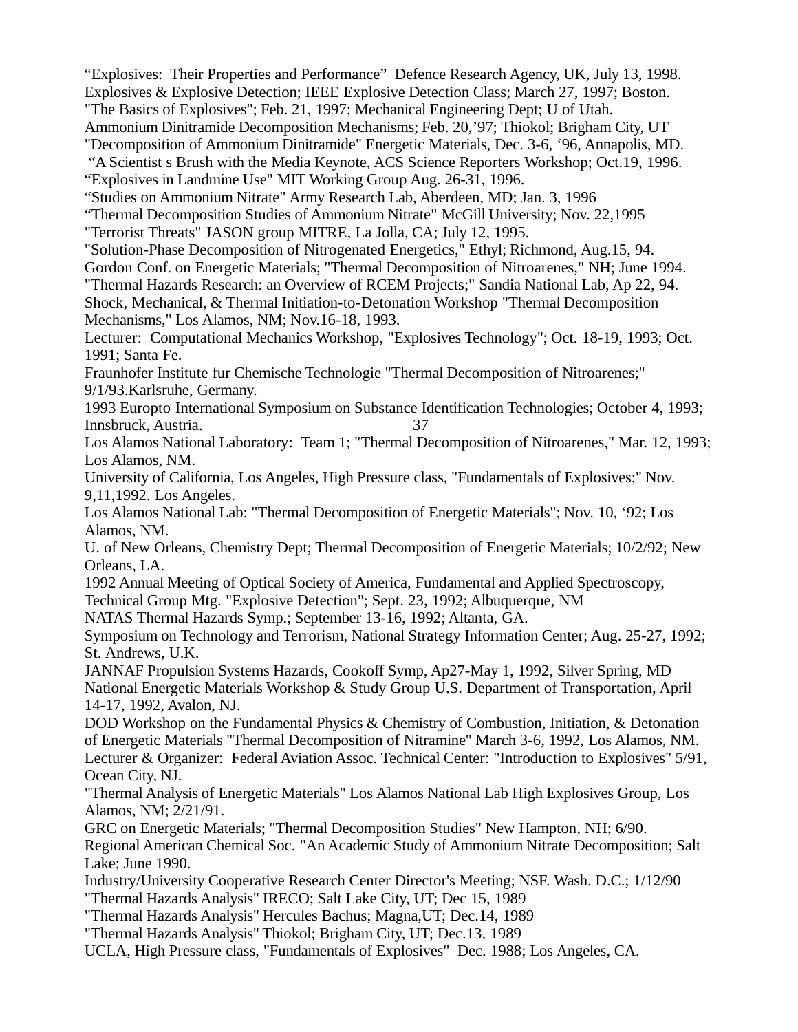“Explosives: Their Properties and Performance” Defence Research Agency, UK, July 13, 1998.
Explosives & Explosive Detection; IEEE Explosive Detection Class; March 27, 1997; Boston.
"The Basics of Explosives"; Feb. 21, 1997; Mechanical Engineering Dept; U of Utah.
Ammonium Dinitramide Decomposition Mechanisms; Feb. 20,’97; Thiokol; Brigham City, UT
"Decomposition of Ammonium Dinitramide" Energetic Materials, Dec. 3-6, ‘96, Annapolis, MD.
“A Scientist s Brush with the Media Keynote, ACS Science Reporters Workshop; Oct.19, 1996.
“Explosives in Landmine Use" MIT Working Group Aug. 26-31, 1996.
“Studies on Ammonium Nitrate" Army Research Lab, Aberdeen, MD; Jan. 3, 1996
“Thermal Decomposition Studies of Ammonium Nitrate" McGill University; Nov. 22,1995
"Terrorist Threats" JASON group MITRE, La Jolla, CA; July 12, 1995.
"Solution-Phase Decomposition of Nitrogenated Energetics," Ethyl; Richmond, Aug.15, 94.
Gordon Conf. on Energetic Materials; "Thermal Decomposition of Nitroarenes," NH; June 1994.
"Thermal Hazards Research: an Overview of RCEM Projects;" Sandia National Lab, Ap 22, 94.
Shock, Mechanical, & Thermal Initiation-to-Detonation Workshop "Thermal Decomposition Mechanisms," Los Alamos, NM; Nov.16-18, 1993.
Lecturer: Computational Mechanics Workshop, "Explosives Technology"; Oct. 18-19, 1993; Oct. 1991; Santa Fe.
Fraunhofer Institute fur Chemische Technologie "Thermal Decomposition of Nitroarenes;" 9/1/93.Karlsruhe, Germany.
1993 Europto International Symposium on Substance Identification Technologies; October 4, 1993; Innsbruck, Austria.
Los Alamos National Laboratory: Team 1; "Thermal Decomposition of Nitroarenes," Mar. 12, 1993; Los Alamos, NM.
University of California, Los Angeles, High Pressure class, "Fundamentals of Explosives;" Nov. 9,11,1992. Los Angeles.
Los Alamos National Lab: "Thermal Decomposition of Energetic Materials"; Nov. 10, ‘92; Los Alamos, NM.
U. of New Orleans, Chemistry Dept; Thermal Decomposition of Energetic Materials; 10/2/92; New Orleans, LA.
1992 Annual Meeting of Optical Society of America, Fundamental and Applied Spectroscopy, Technical Group Mtg. "Explosive Detection"; Sept. 23, 1992; Albuquerque, NM
NATAS Thermal Hazards Symp.; September 13-16, 1992; Altanta, GA.
Symposium on Technology and Terrorism, National Strategy Information Center; Aug. 25-27, 1992; St. Andrews, U.K.
JANNAF Propulsion Systems Hazards, Cookoff Symp, Ap27-May 1, 1992, Silver Spring, MD
National Energetic Materials Workshop & Study Group U.S. Department of Transportation, April 14-17, 1992, Avalon, NJ.
DOD Workshop on the Fundamental Physics & Chemistry of Combustion, Initiation, & Detonation of Energetic Materials "Thermal Decomposition of Nitramine" March 3-6, 1992, Los Alamos, NM.
Lecturer & Organizer: Federal Aviation Assoc. Technical Center: "Introduction to Explosives" 5/91, Ocean City, NJ.
"Thermal Analysis of Energetic Materials" Los Alamos National Lab High Explosives Group, Los Alamos, NM; 2/21/91.
GRC on Energetic Materials; "Thermal Decomposition Studies" New Hampton, NH; 6/90.
Regional American Chemical Soc. "An Academic Study of Ammonium Nitrate Decomposition; Salt Lake; June 1990.
Industry/University Cooperative Research Center Director's Meeting; NSF. Wash. D.C.; 1/12/90
"Thermal Hazards Analysis" IRECO; Salt Lake City, UT; Dec 15, 1989
"Thermal Hazards Analysis" Hercules Bachus; Magna,UT; Dec.14, 1989
"Thermal Hazards Analysis" Thiokol; Brigham City, UT; Dec.13, 1989
UCLA, High Pressure class, "Fundamentals of Explosives" Dec. 1988; Los Angeles, CA.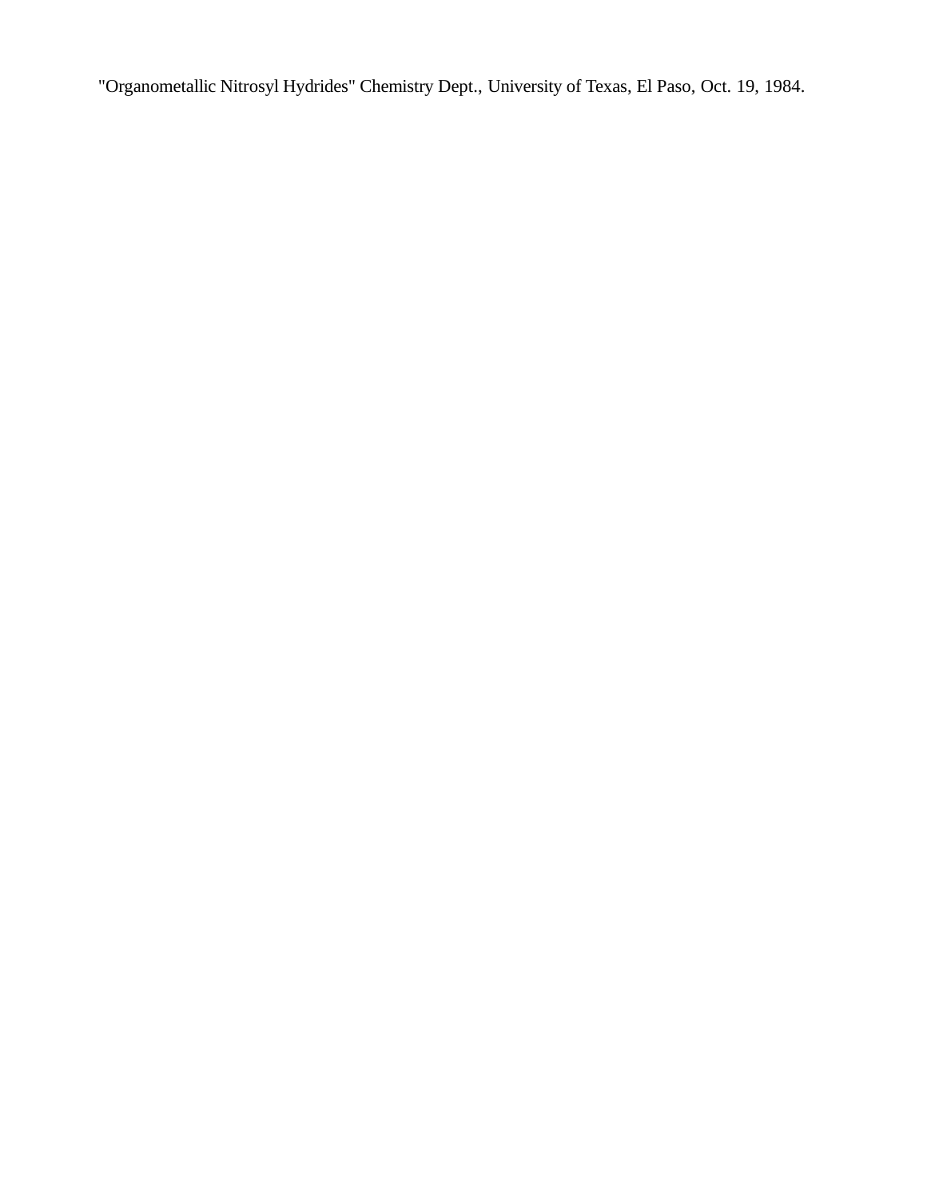"Organometallic Nitrosyl Hydrides" Chemistry Dept., University of Texas, El Paso, Oct. 19, 1984.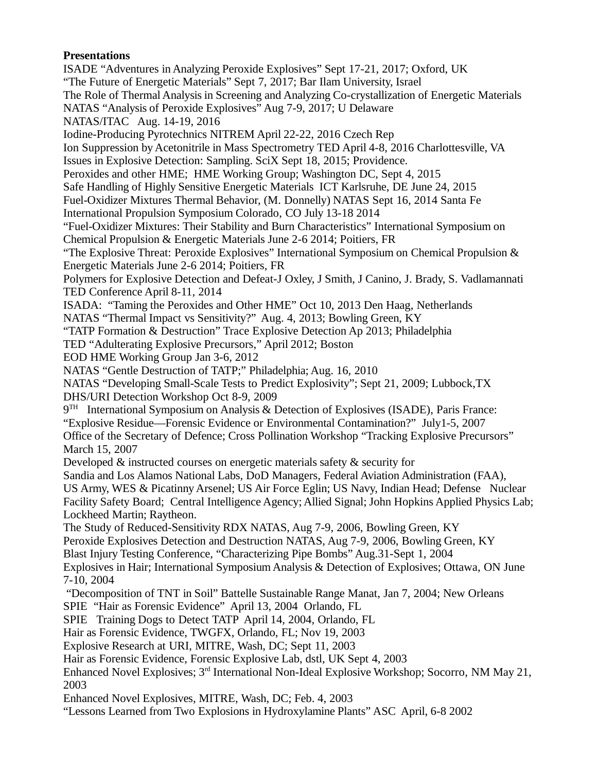**Presentations**

ISADE "Adventures in Analyzing Peroxide Explosives" Sept 17-21, 2017; Oxford, UK
"The Future of Energetic Materials" Sept 7, 2017; Bar Ilam University, Israel
The Role of Thermal Analysis in Screening and Analyzing Co-crystallization of Energetic Materials
NATAS "Analysis of Peroxide Explosives" Aug 7-9, 2017; U Delaware
NATAS/ITAC Aug. 14-19, 2016
Iodine-Producing Pyrotechnics NITREM April 22-22, 2016 Czech Rep
Ion Suppression by Acetonitrile in Mass Spectrometry TED April 4-8, 2016 Charlottesville, VA
Issues in Explosive Detection: Sampling. SciX Sept 18, 2015; Providence.
Peroxides and other HME; HME Working Group; Washington DC, Sept 4, 2015
Safe Handling of Highly Sensitive Energetic Materials ICT Karlsruhe, DE June 24, 2015
Fuel-Oxidizer Mixtures Thermal Behavior, (M. Donnelly) NATAS Sept 16, 2014 Santa Fe
International Propulsion Symposium Colorado, CO July 13-18 2014
"Fuel-Oxidizer Mixtures: Their Stability and Burn Characteristics" International Symposium on Chemical Propulsion & Energetic Materials June 2-6 2014; Poitiers, FR
"The Explosive Threat: Peroxide Explosives" International Symposium on Chemical Propulsion & Energetic Materials June 2-6 2014; Poitiers, FR
Polymers for Explosive Detection and Defeat-J Oxley, J Smith, J Canino, J. Brady, S. Vadlamannati TED Conference April 8-11, 2014
ISADA: "Taming the Peroxides and Other HME" Oct 10, 2013 Den Haag, Netherlands
NATAS "Thermal Impact vs Sensitivity?" Aug. 4, 2013; Bowling Green, KY
"TATP Formation & Destruction" Trace Explosive Detection Ap 2013; Philadelphia
TED "Adulterating Explosive Precursors," April 2012; Boston
EOD HME Working Group Jan 3-6, 2012
NATAS "Gentle Destruction of TATP;" Philadelphia; Aug. 16, 2010
NATAS "Developing Small-Scale Tests to Predict Explosivity"; Sept 21, 2009; Lubbock,TX
DHS/URI Detection Workshop Oct 8-9, 2009
9[TH] International Symposium on Analysis & Detection of Explosives (ISADE), Paris France: "Explosive Residue—Forensic Evidence or Environmental Contamination?" July1-5, 2007
Office of the Secretary of Defence; Cross Pollination Workshop "Tracking Explosive Precursors" March 15, 2007
Developed & instructed courses on energetic materials safety & security for
Sandia and Los Alamos National Labs, DoD Managers, Federal Aviation Administration (FAA), US Army, WES & Picatinny Arsenel; US Air Force Eglin; US Navy, Indian Head; Defense Nuclear Facility Safety Board; Central Intelligence Agency; Allied Signal; John Hopkins Applied Physics Lab; Lockheed Martin; Raytheon.
The Study of Reduced-Sensitivity RDX NATAS, Aug 7-9, 2006, Bowling Green, KY
Peroxide Explosives Detection and Destruction NATAS, Aug 7-9, 2006, Bowling Green, KY
Blast Injury Testing Conference, "Characterizing Pipe Bombs" Aug.31-Sept 1, 2004
Explosives in Hair; International Symposium Analysis & Detection of Explosives; Ottawa, ON June 7-10, 2004
"Decomposition of TNT in Soil" Battelle Sustainable Range Manat, Jan 7, 2004; New Orleans
SPIE "Hair as Forensic Evidence" April 13, 2004 Orlando, FL
SPIE Training Dogs to Detect TATP April 14, 2004, Orlando, FL
Hair as Forensic Evidence, TWGFX, Orlando, FL; Nov 19, 2003
Explosive Research at URI, MITRE, Wash, DC; Sept 11, 2003
Hair as Forensic Evidence, Forensic Explosive Lab, dstl, UK Sept 4, 2003
Enhanced Novel Explosives; 3[rd] International Non-Ideal Explosive Workshop; Socorro, NM May 21, 2003
Enhanced Novel Explosives, MITRE, Wash, DC; Feb. 4, 2003
"Lessons Learned from Two Explosions in Hydroxylamine Plants" ASC April, 6-8 2002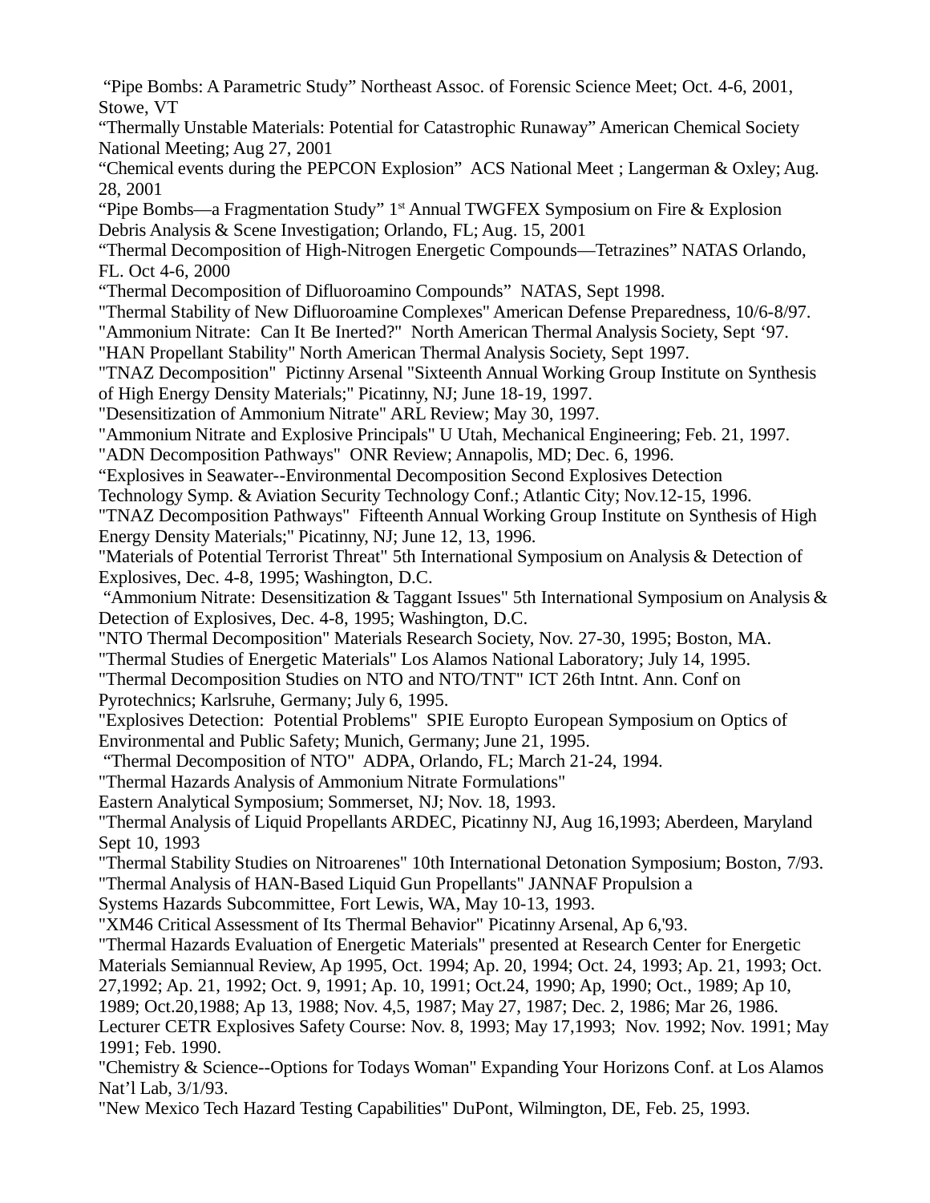"Pipe Bombs: A Parametric Study" Northeast Assoc. of Forensic Science Meet; Oct. 4-6, 2001, Stowe, VT

"Thermally Unstable Materials: Potential for Catastrophic Runaway" American Chemical Society National Meeting; Aug 27, 2001

"Chemical events during the PEPCON Explosion" ACS National Meet ; Langerman & Oxley; Aug. 28, 2001

"Pipe Bombs—a Fragmentation Study" 1st Annual TWGFEX Symposium on Fire & Explosion Debris Analysis & Scene Investigation; Orlando, FL; Aug. 15, 2001

"Thermal Decomposition of High-Nitrogen Energetic Compounds—Tetrazines" NATAS Orlando, FL. Oct 4-6, 2000

"Thermal Decomposition of Difluoroamino Compounds" NATAS, Sept 1998.

"Thermal Stability of New Difluoroamine Complexes" American Defense Preparedness, 10/6-8/97.

"Ammonium Nitrate: Can It Be Inerted?" North American Thermal Analysis Society, Sept '97.

"HAN Propellant Stability" North American Thermal Analysis Society, Sept 1997.

"TNAZ Decomposition" Pictinny Arsenal "Sixteenth Annual Working Group Institute on Synthesis of High Energy Density Materials;" Picatinny, NJ; June 18-19, 1997.

"Desensitization of Ammonium Nitrate" ARL Review; May 30, 1997.

"Ammonium Nitrate and Explosive Principals" U Utah, Mechanical Engineering; Feb. 21, 1997.

"ADN Decomposition Pathways" ONR Review; Annapolis, MD; Dec. 6, 1996.

"Explosives in Seawater--Environmental Decomposition Second Explosives Detection Technology Symp. & Aviation Security Technology Conf.; Atlantic City; Nov.12-15, 1996.

"TNAZ Decomposition Pathways" Fifteenth Annual Working Group Institute on Synthesis of High Energy Density Materials;" Picatinny, NJ; June 12, 13, 1996.

"Materials of Potential Terrorist Threat" 5th International Symposium on Analysis & Detection of Explosives, Dec. 4-8, 1995; Washington, D.C.

"Ammonium Nitrate: Desensitization & Taggant Issues" 5th International Symposium on Analysis & Detection of Explosives, Dec. 4-8, 1995; Washington, D.C.

"NTO Thermal Decomposition" Materials Research Society, Nov. 27-30, 1995; Boston, MA.

"Thermal Studies of Energetic Materials" Los Alamos National Laboratory; July 14, 1995.

"Thermal Decomposition Studies on NTO and NTO/TNT" ICT 26th Intnt. Ann. Conf on Pyrotechnics; Karlsruhe, Germany; July 6, 1995.

"Explosives Detection: Potential Problems" SPIE Europto European Symposium on Optics of Environmental and Public Safety; Munich, Germany; June 21, 1995.

"Thermal Decomposition of NTO" ADPA, Orlando, FL; March 21-24, 1994.

"Thermal Hazards Analysis of Ammonium Nitrate Formulations" Eastern Analytical Symposium; Sommerset, NJ; Nov. 18, 1993.

"Thermal Analysis of Liquid Propellants ARDEC, Picatinny NJ, Aug 16,1993; Aberdeen, Maryland Sept 10, 1993

"Thermal Stability Studies on Nitroarenes" 10th International Detonation Symposium; Boston, 7/93.

"Thermal Analysis of HAN-Based Liquid Gun Propellants" JANNAF Propulsion a Systems Hazards Subcommittee, Fort Lewis, WA, May 10-13, 1993.

"XM46 Critical Assessment of Its Thermal Behavior" Picatinny Arsenal, Ap 6,'93.

"Thermal Hazards Evaluation of Energetic Materials" presented at Research Center for Energetic Materials Semiannual Review, Ap 1995, Oct. 1994; Ap. 20, 1994; Oct. 24, 1993; Ap. 21, 1993; Oct. 27,1992; Ap. 21, 1992; Oct. 9, 1991; Ap. 10, 1991; Oct.24, 1990; Ap, 1990; Oct., 1989; Ap 10, 1989; Oct.20,1988; Ap 13, 1988; Nov. 4,5, 1987; May 27, 1987; Dec. 2, 1986; Mar 26, 1986.

Lecturer CETR Explosives Safety Course: Nov. 8, 1993; May 17,1993; Nov. 1992; Nov. 1991; May 1991; Feb. 1990.

"Chemistry & Science--Options for Todays Woman" Expanding Your Horizons Conf. at Los Alamos Nat'l Lab, 3/1/93.

"New Mexico Tech Hazard Testing Capabilities" DuPont, Wilmington, DE, Feb. 25, 1993.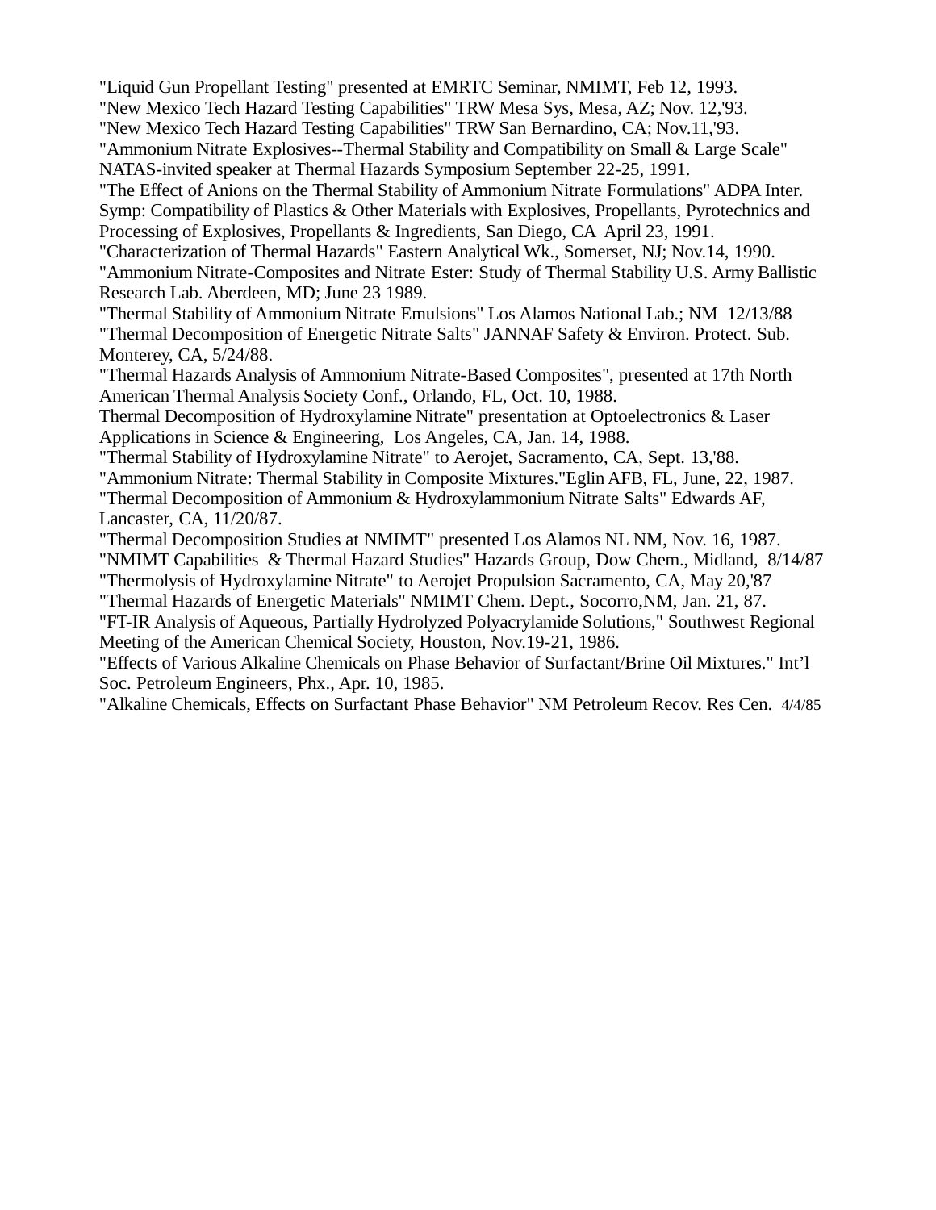"Liquid Gun Propellant Testing" presented at EMRTC Seminar, NMIMT, Feb 12, 1993.
"New Mexico Tech Hazard Testing Capabilities" TRW Mesa Sys, Mesa, AZ; Nov. 12,'93.
"New Mexico Tech Hazard Testing Capabilities" TRW San Bernardino, CA; Nov.11,'93.
"Ammonium Nitrate Explosives--Thermal Stability and Compatibility on Small & Large Scale" NATAS-invited speaker at Thermal Hazards Symposium September 22-25, 1991.
"The Effect of Anions on the Thermal Stability of Ammonium Nitrate Formulations" ADPA Inter. Symp: Compatibility of Plastics & Other Materials with Explosives, Propellants, Pyrotechnics and Processing of Explosives, Propellants & Ingredients, San Diego, CA April 23, 1991.
"Characterization of Thermal Hazards" Eastern Analytical Wk., Somerset, NJ; Nov.14, 1990.
"Ammonium Nitrate-Composites and Nitrate Ester: Study of Thermal Stability U.S. Army Ballistic Research Lab. Aberdeen, MD; June 23 1989.
"Thermal Stability of Ammonium Nitrate Emulsions" Los Alamos National Lab.; NM 12/13/88
"Thermal Decomposition of Energetic Nitrate Salts" JANNAF Safety & Environ. Protect. Sub. Monterey, CA, 5/24/88.
"Thermal Hazards Analysis of Ammonium Nitrate-Based Composites", presented at 17th North American Thermal Analysis Society Conf., Orlando, FL, Oct. 10, 1988.
Thermal Decomposition of Hydroxylamine Nitrate" presentation at Optoelectronics & Laser Applications in Science & Engineering, Los Angeles, CA, Jan. 14, 1988.
"Thermal Stability of Hydroxylamine Nitrate" to Aerojet, Sacramento, CA, Sept. 13,'88.
"Ammonium Nitrate: Thermal Stability in Composite Mixtures."Eglin AFB, FL, June, 22, 1987.
"Thermal Decomposition of Ammonium & Hydroxylammonium Nitrate Salts" Edwards AF, Lancaster, CA, 11/20/87.
"Thermal Decomposition Studies at NMIMT" presented Los Alamos NL NM, Nov. 16, 1987.
"NMIMT Capabilities & Thermal Hazard Studies" Hazards Group, Dow Chem., Midland, 8/14/87
"Thermolysis of Hydroxylamine Nitrate" to Aerojet Propulsion Sacramento, CA, May 20,'87
"Thermal Hazards of Energetic Materials" NMIMT Chem. Dept., Socorro,NM, Jan. 21, 87.
"FT-IR Analysis of Aqueous, Partially Hydrolyzed Polyacrylamide Solutions," Southwest Regional Meeting of the American Chemical Society, Houston, Nov.19-21, 1986.
"Effects of Various Alkaline Chemicals on Phase Behavior of Surfactant/Brine Oil Mixtures." Int'l Soc. Petroleum Engineers, Phx., Apr. 10, 1985.
"Alkaline Chemicals, Effects on Surfactant Phase Behavior" NM Petroleum Recov. Res Cen. 4/4/85